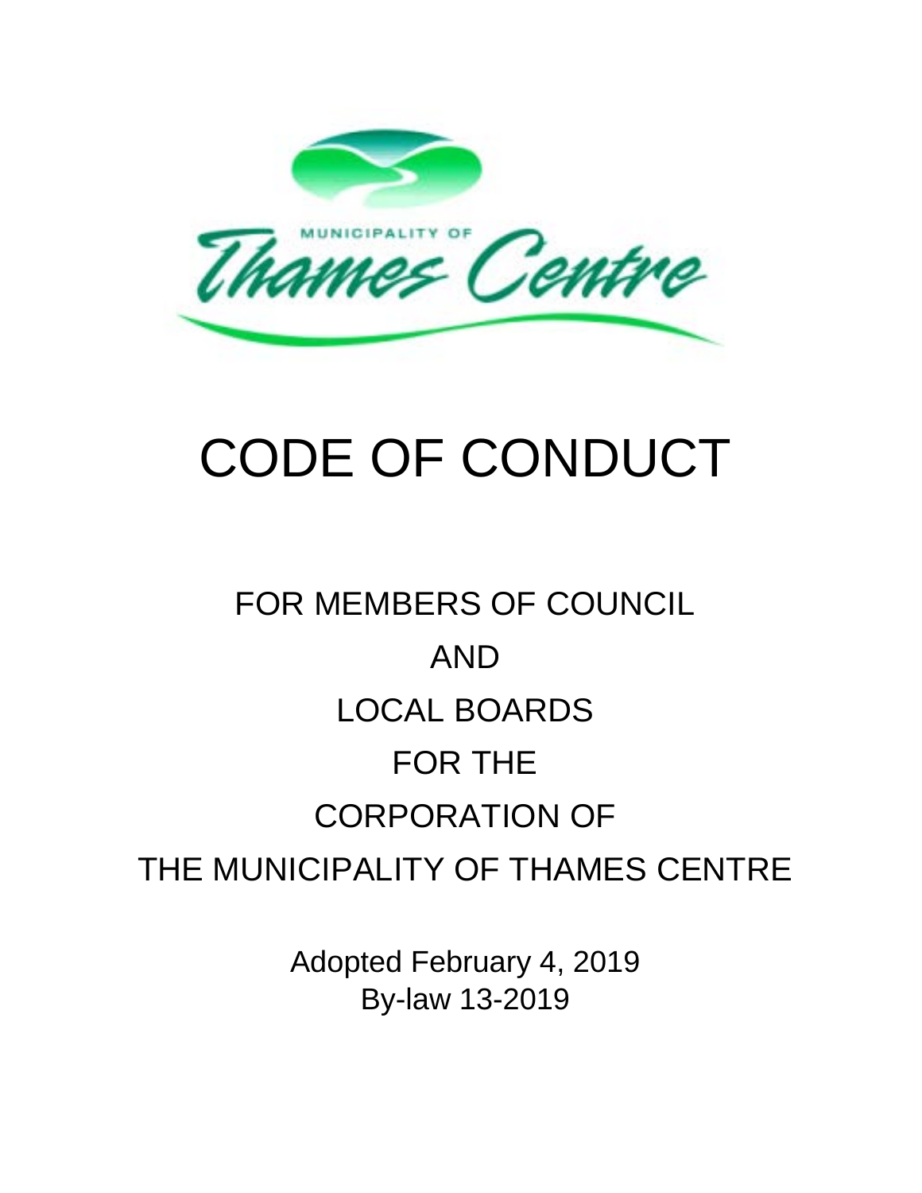MUNICIPALITY OF Thames Centre

# CODE OF CONDUCT

## FOR MEMBERS OF COUNCIL AND LOCAL BOARDS FOR THE CORPORATION OF THE MUNICIPALITY OF THAMES CENTRE

Adopted February 4, 2019
By-law 13-2019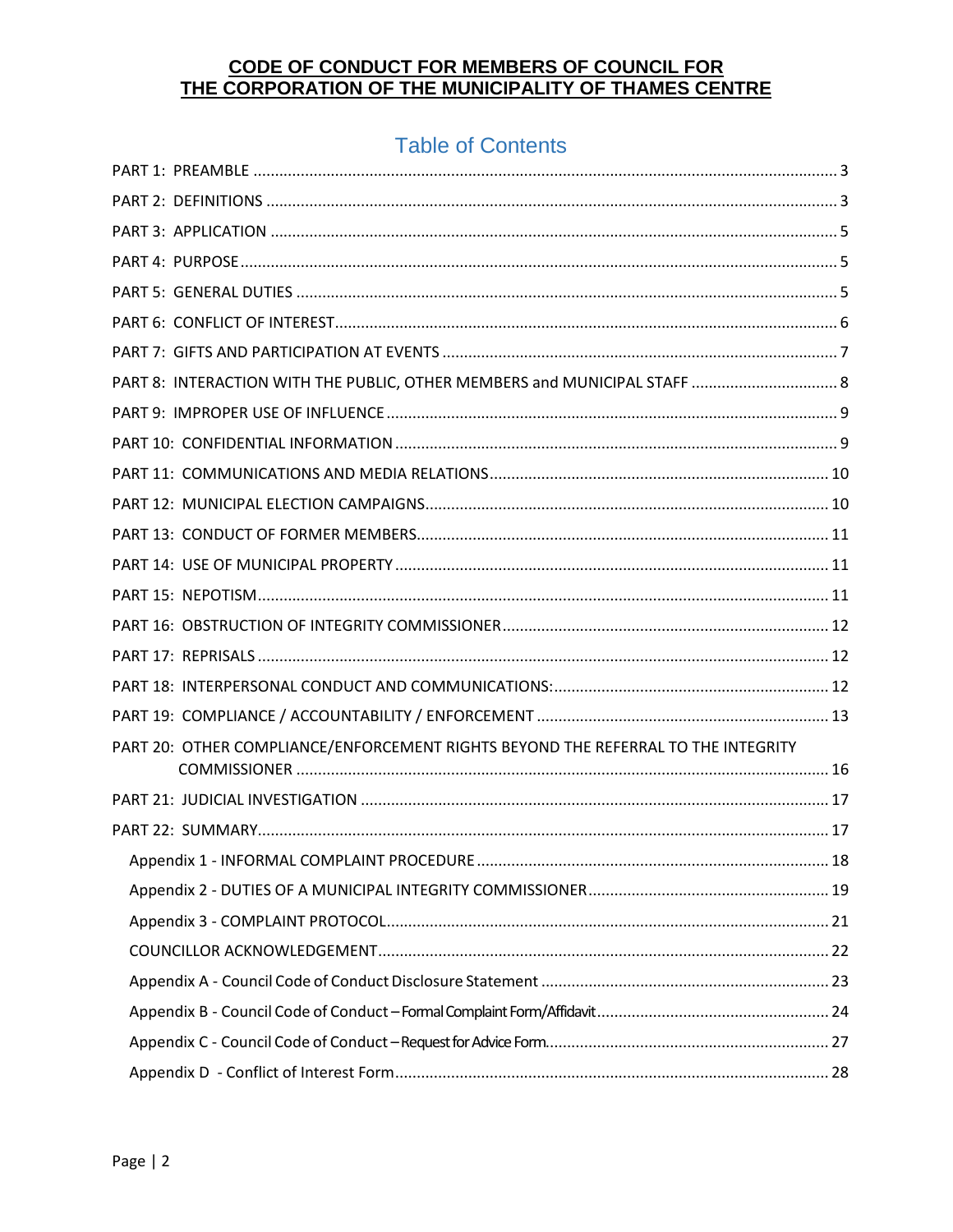# CODE OF CONDUCT FOR MEMBERS OF COUNCIL FOR THE CORPORATION OF THE MUNICIPALITY OF THAMES CENTRE

## Table of Contents

PART 1: PREAMBLE ..... 3

PART 2: DEFINITIONS ..... 3

PART 3: APPLICATION ..... 5

PART 4: PURPOSE ..... 5

PART 5: GENERAL DUTIES ..... 5

PART 6: CONFLICT OF INTEREST ..... 6

PART 7: GIFTS AND PARTICIPATION AT EVENTS ..... 7

PART 8: INTERACTION WITH THE PUBLIC, OTHER MEMBERS and MUNICIPAL STAFF ..... 8

PART 9: IMPROPER USE OF INFLUENCE ..... 9

PART 10: CONFIDENTIAL INFORMATION ..... 9

PART 11: COMMUNICATIONS AND MEDIA RELATIONS ..... 10

PART 12: MUNICIPAL ELECTION CAMPAIGNS ..... 10

PART 13: CONDUCT OF FORMER MEMBERS ..... 11

PART 14: USE OF MUNICIPAL PROPERTY ..... 11

PART 15: NEPOTISM ..... 11

PART 16: OBSTRUCTION OF INTEGRITY COMMISSIONER ..... 12

PART 17: REPRISALS ..... 12

PART 18: INTERPERSONAL CONDUCT AND COMMUNICATIONS: ..... 12

PART 19: COMPLIANCE / ACCOUNTABILITY / ENFORCEMENT ..... 13

PART 20: OTHER COMPLIANCE/ENFORCEMENT RIGHTS BEYOND THE REFERRAL TO THE INTEGRITY COMMISSIONER ..... 16

PART 21: JUDICIAL INVESTIGATION ..... 17

PART 22: SUMMARY ..... 17

- Appendix 1 - INFORMAL COMPLAINT PROCEDURE ..... 18
- Appendix 2 - DUTIES OF A MUNICIPAL INTEGRITY COMMISSIONER ..... 19
- Appendix 3 - COMPLAINT PROTOCOL ..... 21
- COUNCILLOR ACKNOWLEDGEMENT ..... 22
- Appendix A - Council Code of Conduct Disclosure Statement ..... 23
- Appendix B - Council Code of Conduct – Formal Complaint Form/Affidavit ..... 24
- Appendix C - Council Code of Conduct – Request for Advice Form ..... 27
- Appendix D - Conflict of Interest Form ..... 28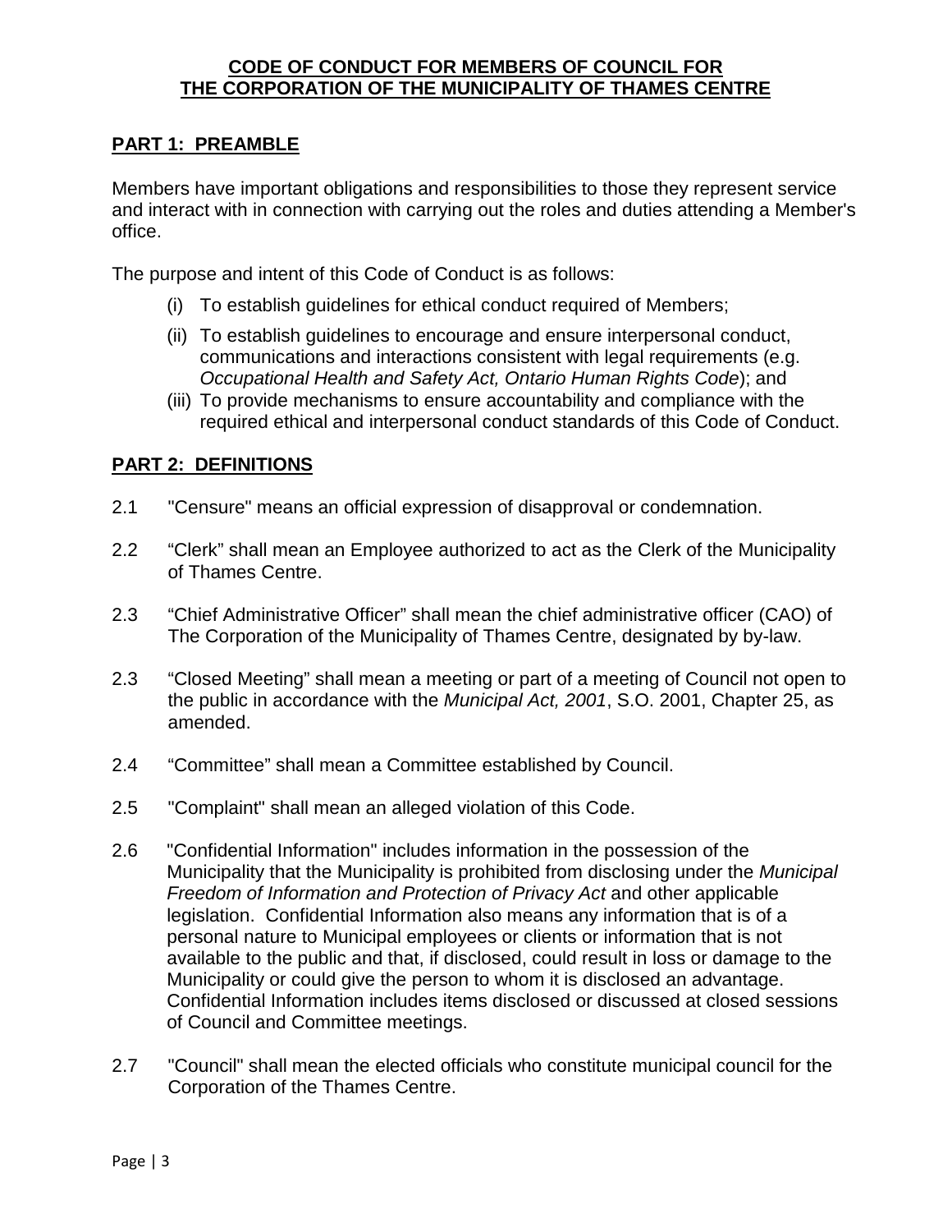**CODE OF CONDUCT FOR MEMBERS OF COUNCIL FOR THE CORPORATION OF THE MUNICIPALITY OF THAMES CENTRE**

## PART 1: PREAMBLE

Members have important obligations and responsibilities to those they represent service and interact with in connection with carrying out the roles and duties attending a Member's office.

The purpose and intent of this Code of Conduct is as follows:

(i) To establish guidelines for ethical conduct required of Members;

(ii) To establish guidelines to encourage and ensure interpersonal conduct, communications and interactions consistent with legal requirements (e.g. *Occupational Health and Safety Act, Ontario Human Rights Code*); and

(iii) To provide mechanisms to ensure accountability and compliance with the required ethical and interpersonal conduct standards of this Code of Conduct.

## PART 2: DEFINITIONS

2.1 "Censure" means an official expression of disapproval or condemnation.

2.2 "Clerk" shall mean an Employee authorized to act as the Clerk of the Municipality of Thames Centre.

2.3 "Chief Administrative Officer" shall mean the chief administrative officer (CAO) of The Corporation of the Municipality of Thames Centre, designated by by-law.

2.3 "Closed Meeting" shall mean a meeting or part of a meeting of Council not open to the public in accordance with the *Municipal Act, 2001*, S.O. 2001, Chapter 25, as amended.

2.4 "Committee" shall mean a Committee established by Council.

2.5 "Complaint" shall mean an alleged violation of this Code.

2.6 "Confidential Information" includes information in the possession of the Municipality that the Municipality is prohibited from disclosing under the *Municipal Freedom of Information and Protection of Privacy Act* and other applicable legislation. Confidential Information also means any information that is of a personal nature to Municipal employees or clients or information that is not available to the public and that, if disclosed, could result in loss or damage to the Municipality or could give the person to whom it is disclosed an advantage. Confidential Information includes items disclosed or discussed at closed sessions of Council and Committee meetings.

2.7 "Council" shall mean the elected officials who constitute municipal council for the Corporation of the Thames Centre.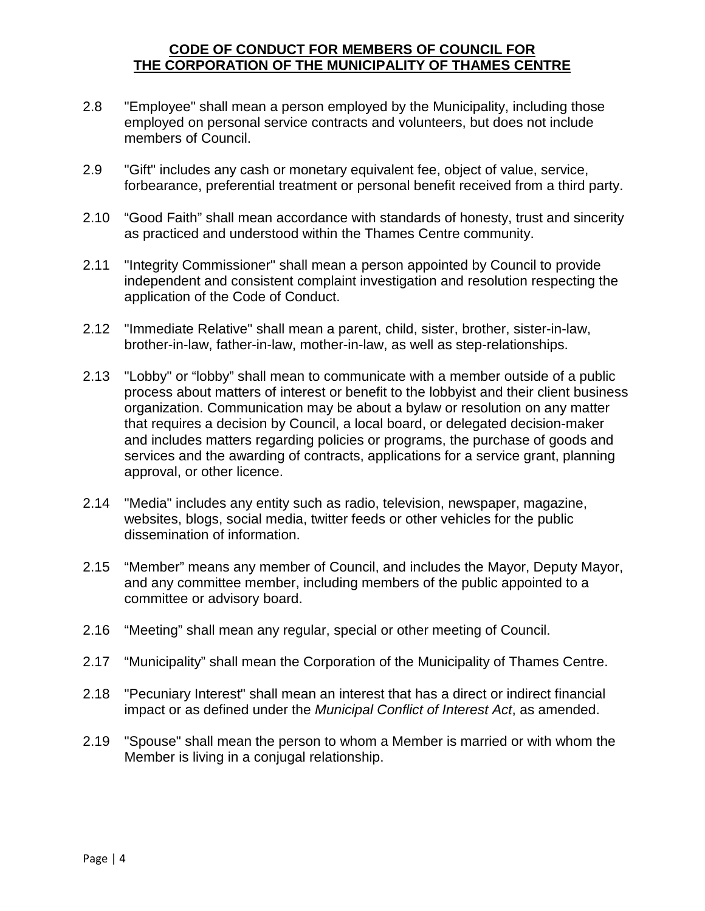2.8 "Employee" shall mean a person employed by the Municipality, including those employed on personal service contracts and volunteers, but does not include members of Council.

2.9 "Gift" includes any cash or monetary equivalent fee, object of value, service, forbearance, preferential treatment or personal benefit received from a third party.

2.10 “Good Faith” shall mean accordance with standards of honesty, trust and sincerity as practiced and understood within the Thames Centre community.

2.11 "Integrity Commissioner" shall mean a person appointed by Council to provide independent and consistent complaint investigation and resolution respecting the application of the Code of Conduct.

2.12 "Immediate Relative" shall mean a parent, child, sister, brother, sister-in-law, brother-in-law, father-in-law, mother-in-law, as well as step-relationships.

2.13 "Lobby" or “lobby” shall mean to communicate with a member outside of a public process about matters of interest or benefit to the lobbyist and their client business organization. Communication may be about a bylaw or resolution on any matter that requires a decision by Council, a local board, or delegated decision-maker and includes matters regarding policies or programs, the purchase of goods and services and the awarding of contracts, applications for a service grant, planning approval, or other licence.

2.14 "Media" includes any entity such as radio, television, newspaper, magazine, websites, blogs, social media, twitter feeds or other vehicles for the public dissemination of information.

2.15 “Member” means any member of Council, and includes the Mayor, Deputy Mayor, and any committee member, including members of the public appointed to a committee or advisory board.

2.16 “Meeting” shall mean any regular, special or other meeting of Council.

2.17 “Municipality” shall mean the Corporation of the Municipality of Thames Centre.

2.18 "Pecuniary Interest" shall mean an interest that has a direct or indirect financial impact or as defined under the *Municipal Conflict of Interest Act*, as amended.

2.19 "Spouse" shall mean the person to whom a Member is married or with whom the Member is living in a conjugal relationship.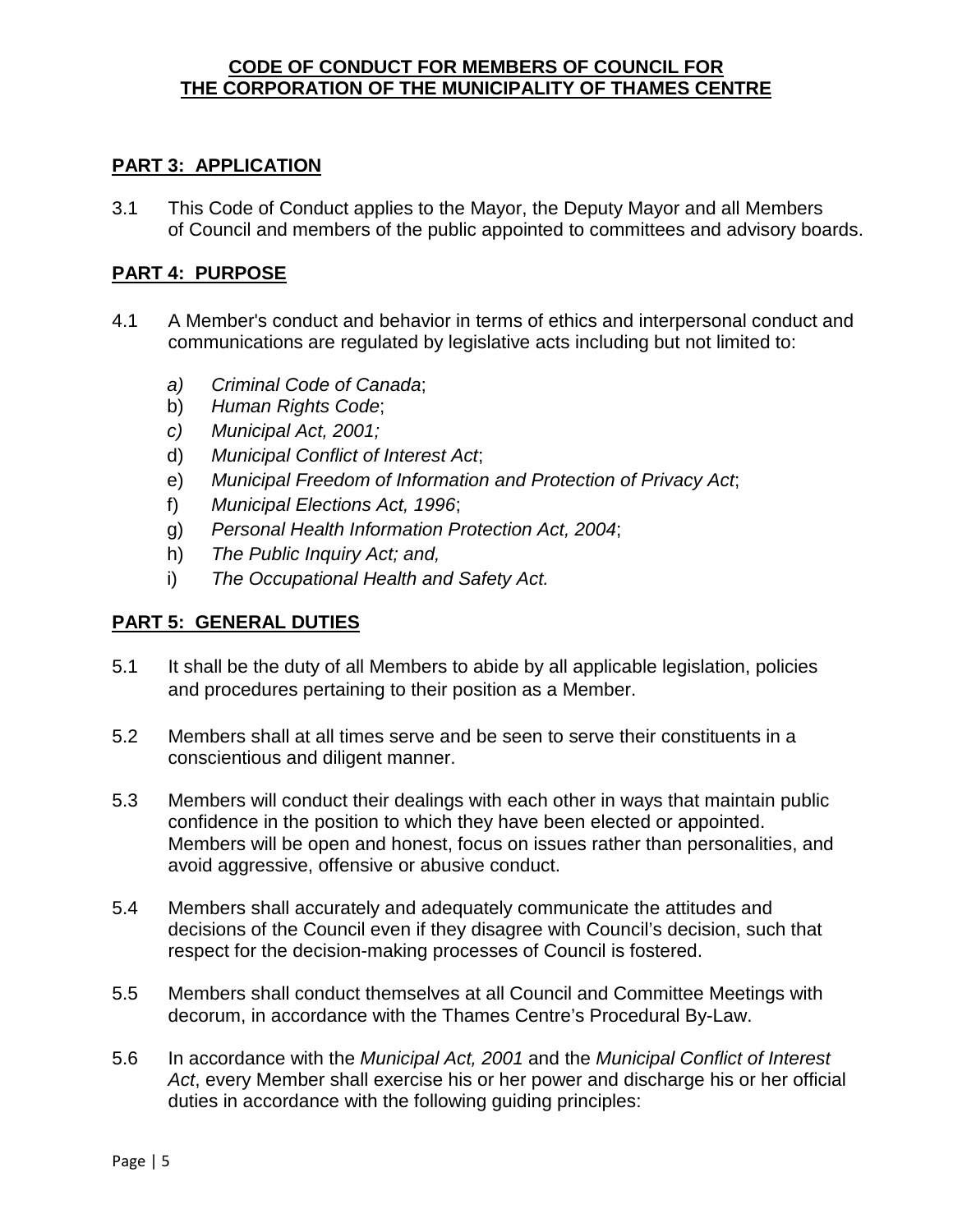**CODE OF CONDUCT FOR MEMBERS OF COUNCIL FOR THE CORPORATION OF THE MUNICIPALITY OF THAMES CENTRE**

## PART 3: APPLICATION

3.1 This Code of Conduct applies to the Mayor, the Deputy Mayor and all Members of Council and members of the public appointed to committees and advisory boards.

## PART 4: PURPOSE

4.1 A Member's conduct and behavior in terms of ethics and interpersonal conduct and communications are regulated by legislative acts including but not limited to:

a) *Criminal Code of Canada*;
b) *Human Rights Code*;
c) *Municipal Act, 2001;*
d) *Municipal Conflict of Interest Act*;
e) *Municipal Freedom of Information and Protection of Privacy Act*;
f) *Municipal Elections Act, 1996*;
g) *Personal Health Information Protection Act, 2004*;
h) *The Public Inquiry Act; and,*
i) *The Occupational Health and Safety Act.*

## PART 5: GENERAL DUTIES

5.1 It shall be the duty of all Members to abide by all applicable legislation, policies and procedures pertaining to their position as a Member.

5.2 Members shall at all times serve and be seen to serve their constituents in a conscientious and diligent manner.

5.3 Members will conduct their dealings with each other in ways that maintain public confidence in the position to which they have been elected or appointed. Members will be open and honest, focus on issues rather than personalities, and avoid aggressive, offensive or abusive conduct.

5.4 Members shall accurately and adequately communicate the attitudes and decisions of the Council even if they disagree with Council's decision, such that respect for the decision-making processes of Council is fostered.

5.5 Members shall conduct themselves at all Council and Committee Meetings with decorum, in accordance with the Thames Centre's Procedural By-Law.

5.6 In accordance with the *Municipal Act, 2001* and the *Municipal Conflict of Interest Act*, every Member shall exercise his or her power and discharge his or her official duties in accordance with the following guiding principles: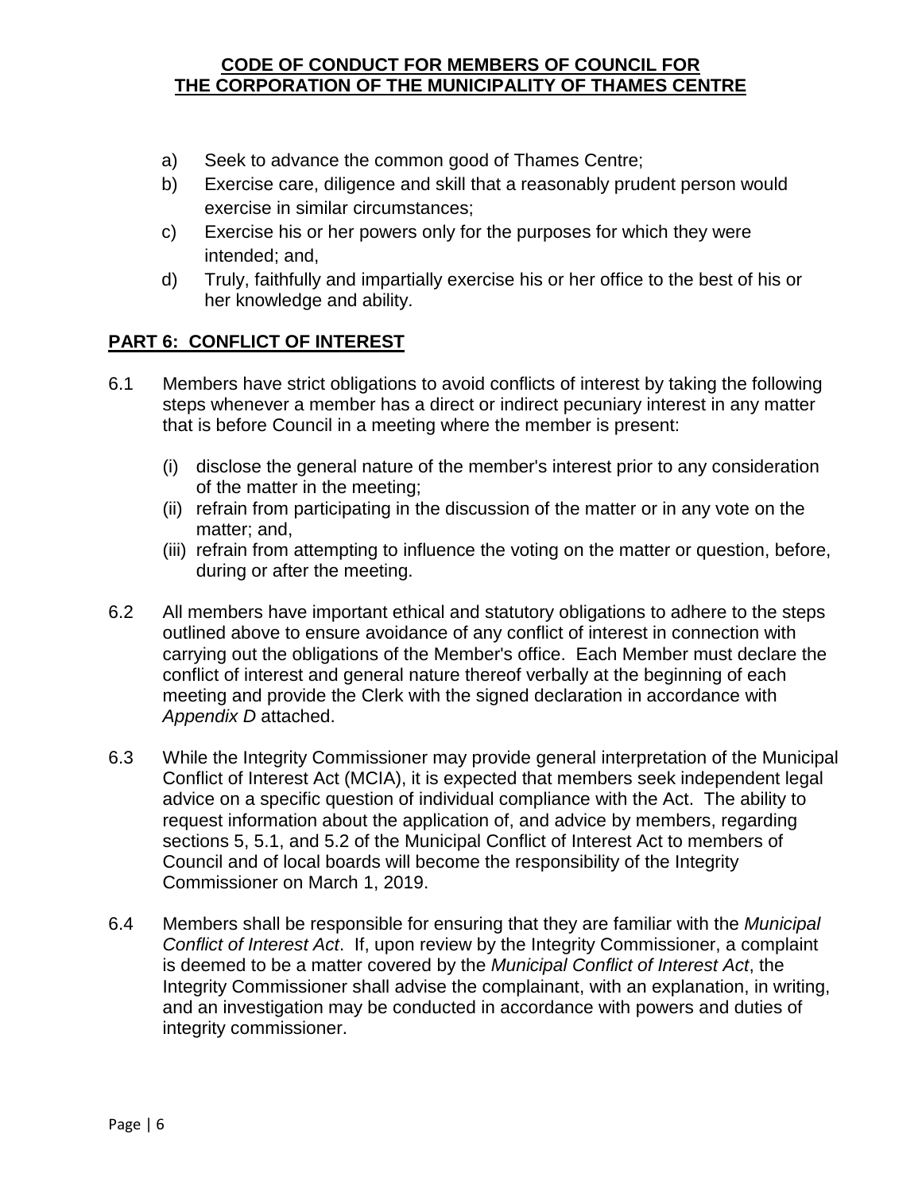a) Seek to advance the common good of Thames Centre;
b) Exercise care, diligence and skill that a reasonably prudent person would exercise in similar circumstances;
c) Exercise his or her powers only for the purposes for which they were intended; and,
d) Truly, faithfully and impartially exercise his or her office to the best of his or her knowledge and ability.

## PART 6: CONFLICT OF INTEREST

6.1 Members have strict obligations to avoid conflicts of interest by taking the following steps whenever a member has a direct or indirect pecuniary interest in any matter that is before Council in a meeting where the member is present:

(i) disclose the general nature of the member's interest prior to any consideration of the matter in the meeting;
(ii) refrain from participating in the discussion of the matter or in any vote on the matter; and,
(iii) refrain from attempting to influence the voting on the matter or question, before, during or after the meeting.

6.2 All members have important ethical and statutory obligations to adhere to the steps outlined above to ensure avoidance of any conflict of interest in connection with carrying out the obligations of the Member's office. Each Member must declare the conflict of interest and general nature thereof verbally at the beginning of each meeting and provide the Clerk with the signed declaration in accordance with *Appendix D* attached.

6.3 While the Integrity Commissioner may provide general interpretation of the Municipal Conflict of Interest Act (MCIA), it is expected that members seek independent legal advice on a specific question of individual compliance with the Act. The ability to request information about the application of, and advice by members, regarding sections 5, 5.1, and 5.2 of the Municipal Conflict of Interest Act to members of Council and of local boards will become the responsibility of the Integrity Commissioner on March 1, 2019.

6.4 Members shall be responsible for ensuring that they are familiar with the *Municipal Conflict of Interest Act*. If, upon review by the Integrity Commissioner, a complaint is deemed to be a matter covered by the *Municipal Conflict of Interest Act*, the Integrity Commissioner shall advise the complainant, with an explanation, in writing, and an investigation may be conducted in accordance with powers and duties of integrity commissioner.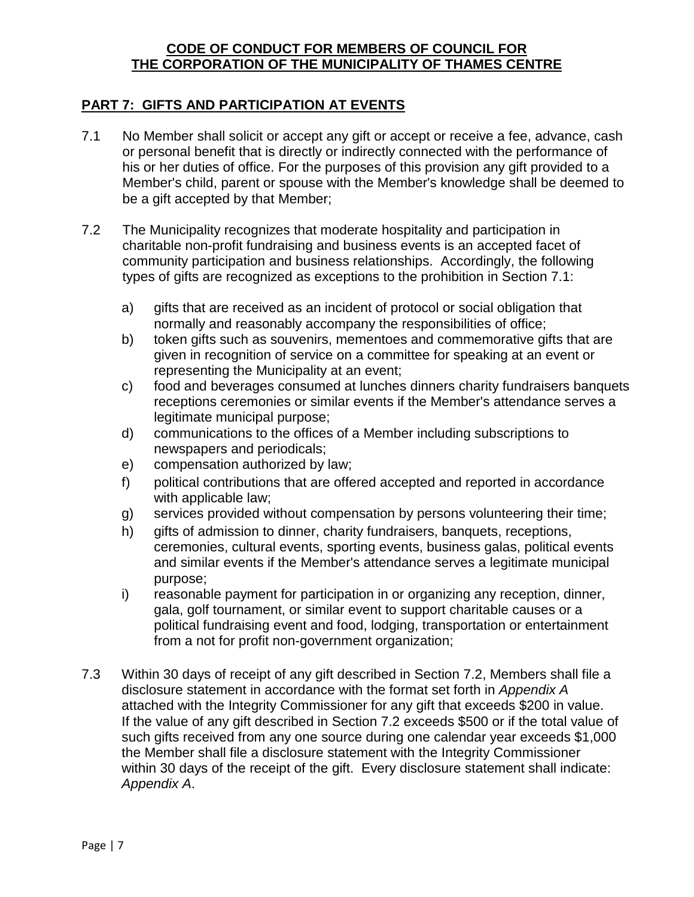**CODE OF CONDUCT FOR MEMBERS OF COUNCIL FOR THE CORPORATION OF THE MUNICIPALITY OF THAMES CENTRE**

## PART 7: GIFTS AND PARTICIPATION AT EVENTS

7.1 No Member shall solicit or accept any gift or accept or receive a fee, advance, cash or personal benefit that is directly or indirectly connected with the performance of his or her duties of office. For the purposes of this provision any gift provided to a Member's child, parent or spouse with the Member's knowledge shall be deemed to be a gift accepted by that Member;

7.2 The Municipality recognizes that moderate hospitality and participation in charitable non-profit fundraising and business events is an accepted facet of community participation and business relationships. Accordingly, the following types of gifts are recognized as exceptions to the prohibition in Section 7.1:

a) gifts that are received as an incident of protocol or social obligation that normally and reasonably accompany the responsibilities of office;
b) token gifts such as souvenirs, mementoes and commemorative gifts that are given in recognition of service on a committee for speaking at an event or representing the Municipality at an event;
c) food and beverages consumed at lunches dinners charity fundraisers banquets receptions ceremonies or similar events if the Member's attendance serves a legitimate municipal purpose;
d) communications to the offices of a Member including subscriptions to newspapers and periodicals;
e) compensation authorized by law;
f) political contributions that are offered accepted and reported in accordance with applicable law;
g) services provided without compensation by persons volunteering their time;
h) gifts of admission to dinner, charity fundraisers, banquets, receptions, ceremonies, cultural events, sporting events, business galas, political events and similar events if the Member's attendance serves a legitimate municipal purpose;
i) reasonable payment for participation in or organizing any reception, dinner, gala, golf tournament, or similar event to support charitable causes or a political fundraising event and food, lodging, transportation or entertainment from a not for profit non-government organization;

7.3 Within 30 days of receipt of any gift described in Section 7.2, Members shall file a disclosure statement in accordance with the format set forth in *Appendix A* attached with the Integrity Commissioner for any gift that exceeds $200 in value. If the value of any gift described in Section 7.2 exceeds $500 or if the total value of such gifts received from any one source during one calendar year exceeds $1,000 the Member shall file a disclosure statement with the Integrity Commissioner within 30 days of the receipt of the gift. Every disclosure statement shall indicate: *Appendix A*.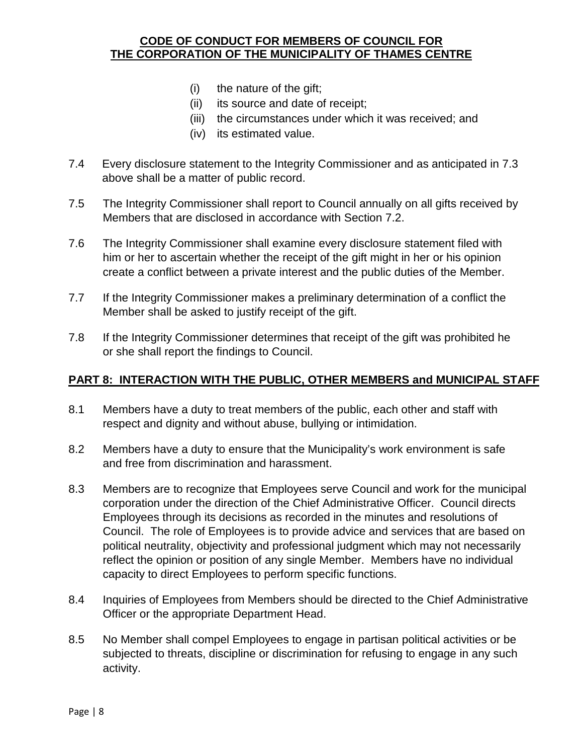(i) the nature of the gift;  
(ii) its source and date of receipt;  
(iii) the circumstances under which it was received; and  
(iv) its estimated value.

7.4 Every disclosure statement to the Integrity Commissioner and as anticipated in 7.3 above shall be a matter of public record.

7.5 The Integrity Commissioner shall report to Council annually on all gifts received by Members that are disclosed in accordance with Section 7.2.

7.6 The Integrity Commissioner shall examine every disclosure statement filed with him or her to ascertain whether the receipt of the gift might in her or his opinion create a conflict between a private interest and the public duties of the Member.

7.7 If the Integrity Commissioner makes a preliminary determination of a conflict the Member shall be asked to justify receipt of the gift.

7.8 If the Integrity Commissioner determines that receipt of the gift was prohibited he or she shall report the findings to Council.

## PART 8: INTERACTION WITH THE PUBLIC, OTHER MEMBERS and MUNICIPAL STAFF

8.1 Members have a duty to treat members of the public, each other and staff with respect and dignity and without abuse, bullying or intimidation.

8.2 Members have a duty to ensure that the Municipality's work environment is safe and free from discrimination and harassment.

8.3 Members are to recognize that Employees serve Council and work for the municipal corporation under the direction of the Chief Administrative Officer. Council directs Employees through its decisions as recorded in the minutes and resolutions of Council. The role of Employees is to provide advice and services that are based on political neutrality, objectivity and professional judgment which may not necessarily reflect the opinion or position of any single Member. Members have no individual capacity to direct Employees to perform specific functions.

8.4 Inquiries of Employees from Members should be directed to the Chief Administrative Officer or the appropriate Department Head.

8.5 No Member shall compel Employees to engage in partisan political activities or be subjected to threats, discipline or discrimination for refusing to engage in any such activity.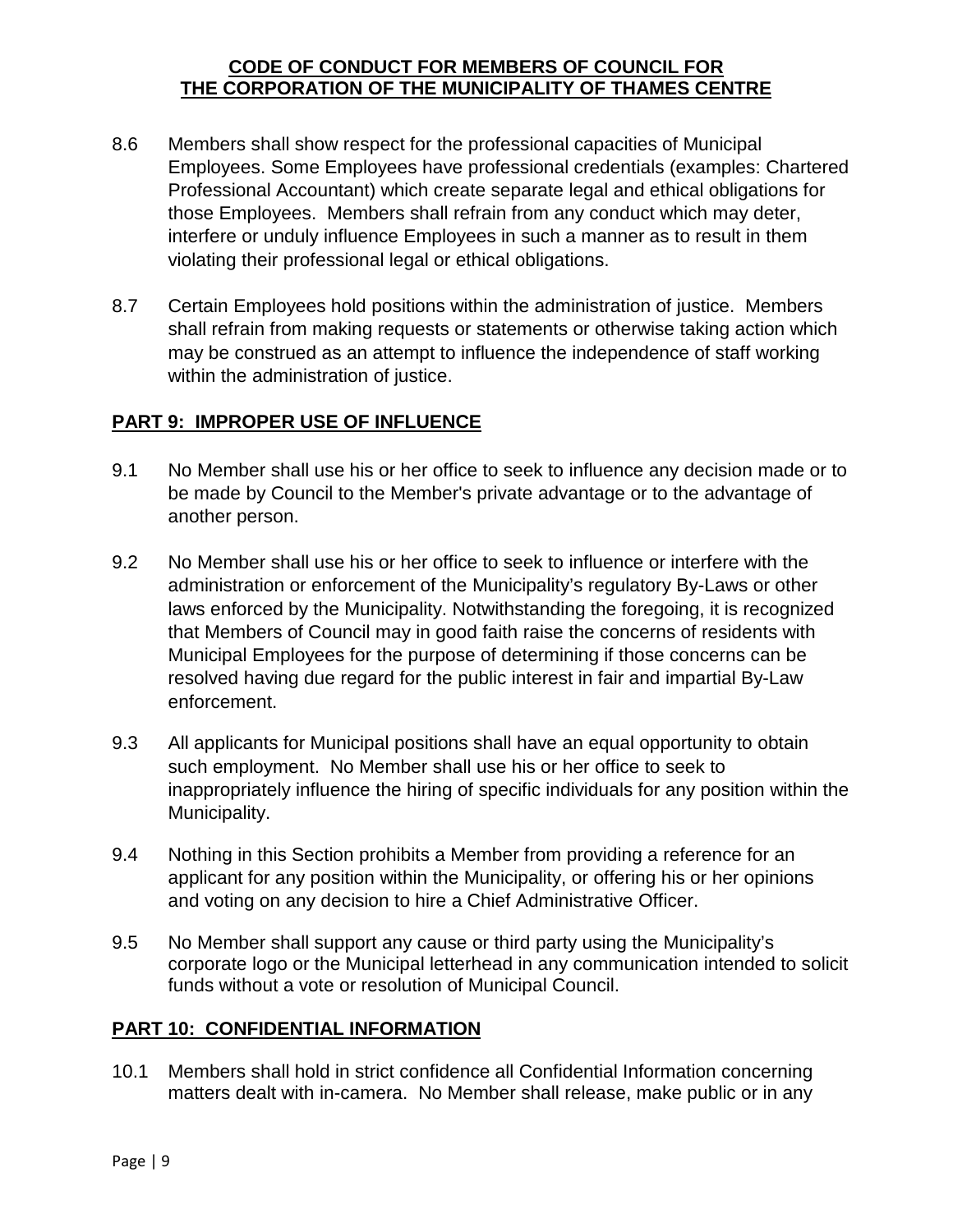8.6 Members shall show respect for the professional capacities of Municipal Employees. Some Employees have professional credentials (examples: Chartered Professional Accountant) which create separate legal and ethical obligations for those Employees. Members shall refrain from any conduct which may deter, interfere or unduly influence Employees in such a manner as to result in them violating their professional legal or ethical obligations.

8.7 Certain Employees hold positions within the administration of justice. Members shall refrain from making requests or statements or otherwise taking action which may be construed as an attempt to influence the independence of staff working within the administration of justice.

## PART 9: IMPROPER USE OF INFLUENCE

9.1 No Member shall use his or her office to seek to influence any decision made or to be made by Council to the Member's private advantage or to the advantage of another person.

9.2 No Member shall use his or her office to seek to influence or interfere with the administration or enforcement of the Municipality's regulatory By-Laws or other laws enforced by the Municipality. Notwithstanding the foregoing, it is recognized that Members of Council may in good faith raise the concerns of residents with Municipal Employees for the purpose of determining if those concerns can be resolved having due regard for the public interest in fair and impartial By-Law enforcement.

9.3 All applicants for Municipal positions shall have an equal opportunity to obtain such employment. No Member shall use his or her office to seek to inappropriately influence the hiring of specific individuals for any position within the Municipality.

9.4 Nothing in this Section prohibits a Member from providing a reference for an applicant for any position within the Municipality, or offering his or her opinions and voting on any decision to hire a Chief Administrative Officer.

9.5 No Member shall support any cause or third party using the Municipality's corporate logo or the Municipal letterhead in any communication intended to solicit funds without a vote or resolution of Municipal Council.

## PART 10: CONFIDENTIAL INFORMATION

10.1 Members shall hold in strict confidence all Confidential Information concerning matters dealt with in-camera. No Member shall release, make public or in any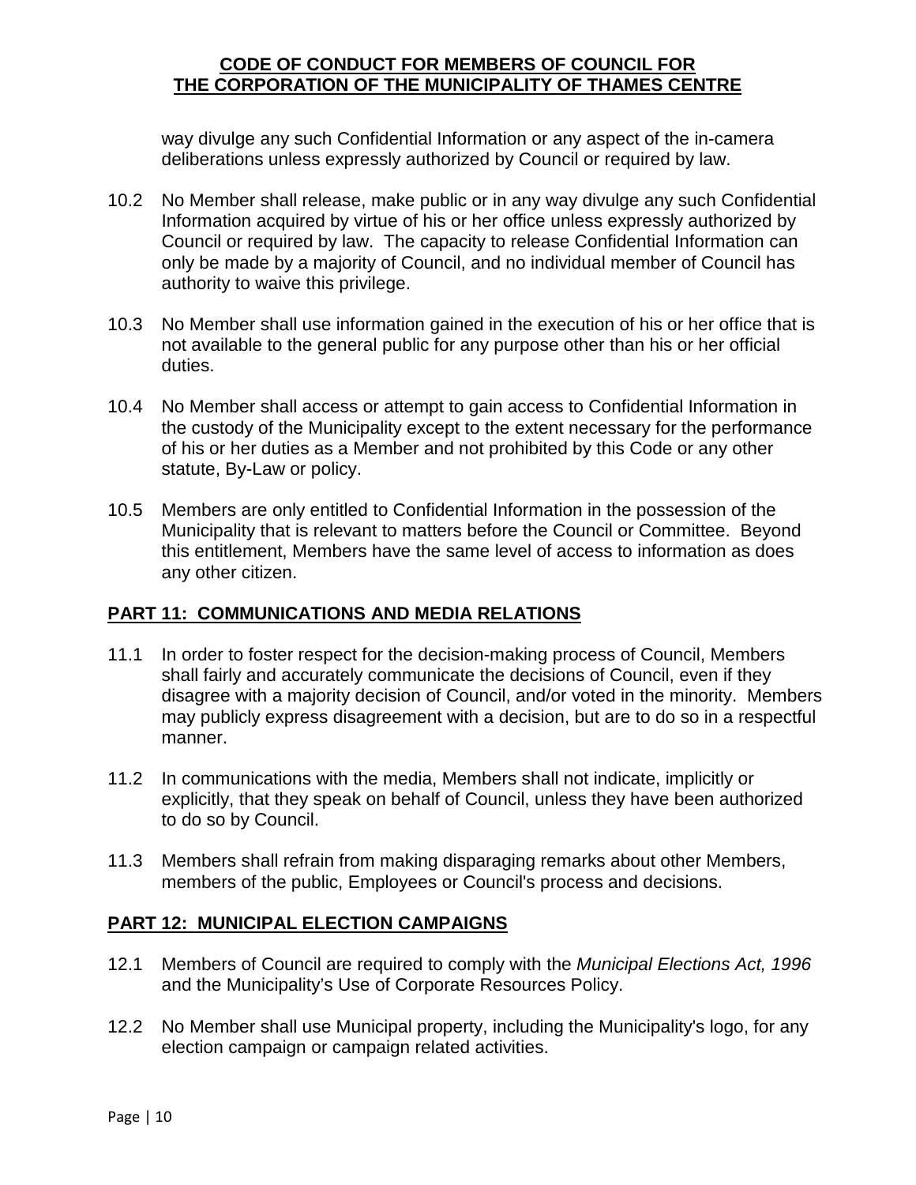way divulge any such Confidential Information or any aspect of the in-camera deliberations unless expressly authorized by Council or required by law.

10.2 No Member shall release, make public or in any way divulge any such Confidential Information acquired by virtue of his or her office unless expressly authorized by Council or required by law. The capacity to release Confidential Information can only be made by a majority of Council, and no individual member of Council has authority to waive this privilege.

10.3 No Member shall use information gained in the execution of his or her office that is not available to the general public for any purpose other than his or her official duties.

10.4 No Member shall access or attempt to gain access to Confidential Information in the custody of the Municipality except to the extent necessary for the performance of his or her duties as a Member and not prohibited by this Code or any other statute, By-Law or policy.

10.5 Members are only entitled to Confidential Information in the possession of the Municipality that is relevant to matters before the Council or Committee. Beyond this entitlement, Members have the same level of access to information as does any other citizen.

## PART 11: COMMUNICATIONS AND MEDIA RELATIONS

11.1 In order to foster respect for the decision-making process of Council, Members shall fairly and accurately communicate the decisions of Council, even if they disagree with a majority decision of Council, and/or voted in the minority. Members may publicly express disagreement with a decision, but are to do so in a respectful manner.

11.2 In communications with the media, Members shall not indicate, implicitly or explicitly, that they speak on behalf of Council, unless they have been authorized to do so by Council.

11.3 Members shall refrain from making disparaging remarks about other Members, members of the public, Employees or Council's process and decisions.

## PART 12: MUNICIPAL ELECTION CAMPAIGNS

12.1 Members of Council are required to comply with the *Municipal Elections Act, 1996* and the Municipality's Use of Corporate Resources Policy.

12.2 No Member shall use Municipal property, including the Municipality's logo, for any election campaign or campaign related activities.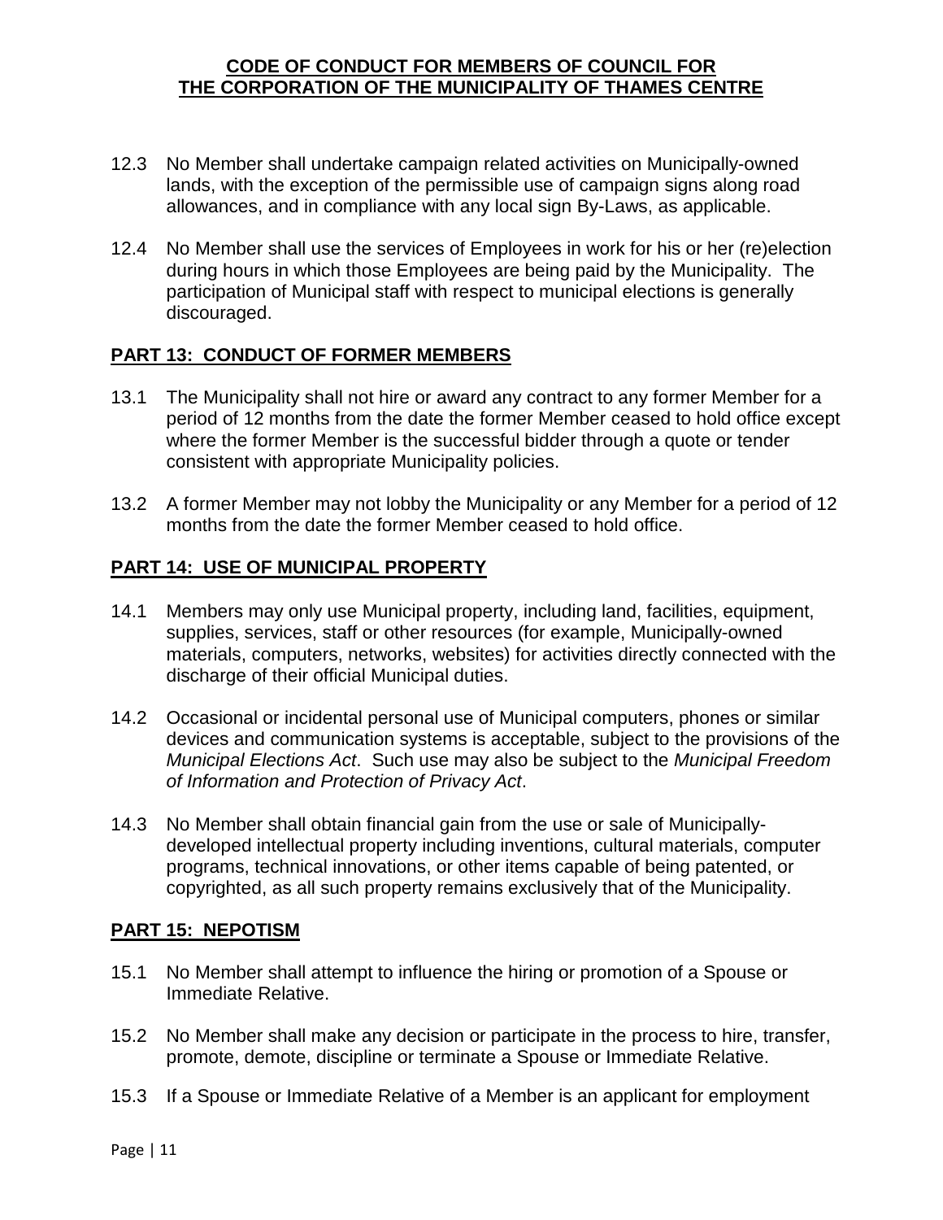12.3 No Member shall undertake campaign related activities on Municipally-owned lands, with the exception of the permissible use of campaign signs along road allowances, and in compliance with any local sign By-Laws, as applicable.

12.4 No Member shall use the services of Employees in work for his or her (re)election during hours in which those Employees are being paid by the Municipality. The participation of Municipal staff with respect to municipal elections is generally discouraged.

## PART 13: CONDUCT OF FORMER MEMBERS

13.1 The Municipality shall not hire or award any contract to any former Member for a period of 12 months from the date the former Member ceased to hold office except where the former Member is the successful bidder through a quote or tender consistent with appropriate Municipality policies.

13.2 A former Member may not lobby the Municipality or any Member for a period of 12 months from the date the former Member ceased to hold office.

## PART 14: USE OF MUNICIPAL PROPERTY

14.1 Members may only use Municipal property, including land, facilities, equipment, supplies, services, staff or other resources (for example, Municipally-owned materials, computers, networks, websites) for activities directly connected with the discharge of their official Municipal duties.

14.2 Occasional or incidental personal use of Municipal computers, phones or similar devices and communication systems is acceptable, subject to the provisions of the *Municipal Elections Act*. Such use may also be subject to the *Municipal Freedom of Information and Protection of Privacy Act*.

14.3 No Member shall obtain financial gain from the use or sale of Municipally-developed intellectual property including inventions, cultural materials, computer programs, technical innovations, or other items capable of being patented, or copyrighted, as all such property remains exclusively that of the Municipality.

## PART 15: NEPOTISM

15.1 No Member shall attempt to influence the hiring or promotion of a Spouse or Immediate Relative.

15.2 No Member shall make any decision or participate in the process to hire, transfer, promote, demote, discipline or terminate a Spouse or Immediate Relative.

15.3 If a Spouse or Immediate Relative of a Member is an applicant for employment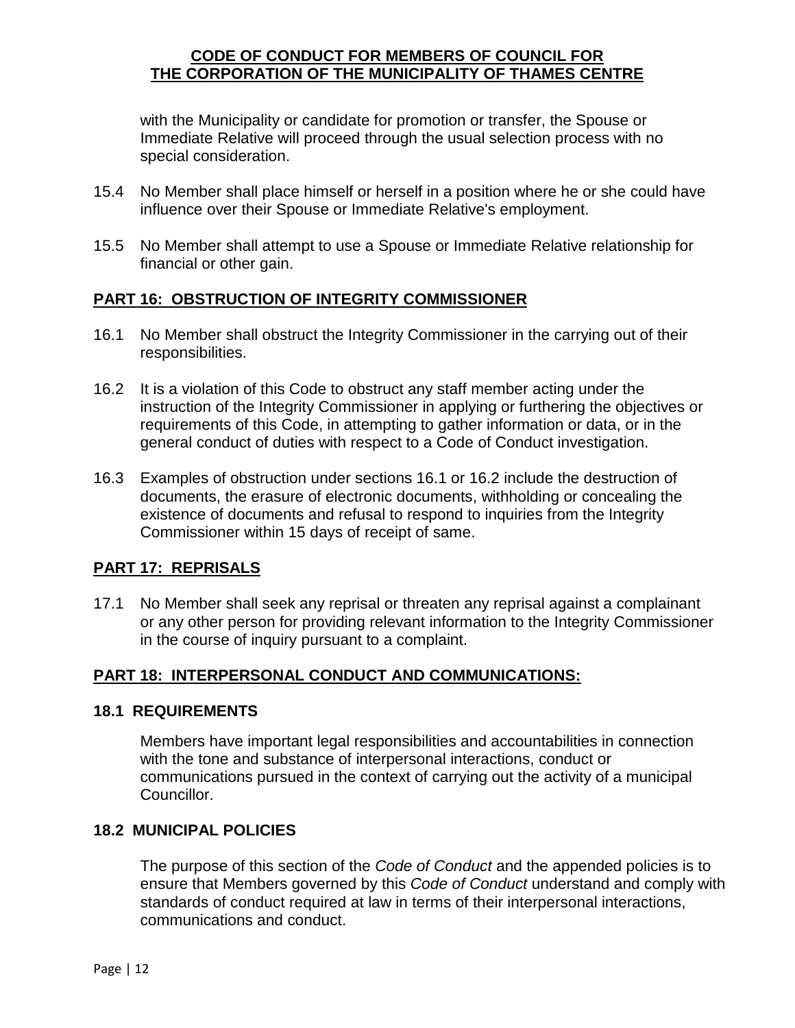with the Municipality or candidate for promotion or transfer, the Spouse or Immediate Relative will proceed through the usual selection process with no special consideration.

15.4 No Member shall place himself or herself in a position where he or she could have influence over their Spouse or Immediate Relative's employment.

15.5 No Member shall attempt to use a Spouse or Immediate Relative relationship for financial or other gain.

## PART 16: OBSTRUCTION OF INTEGRITY COMMISSIONER

16.1 No Member shall obstruct the Integrity Commissioner in the carrying out of their responsibilities.

16.2 It is a violation of this Code to obstruct any staff member acting under the instruction of the Integrity Commissioner in applying or furthering the objectives or requirements of this Code, in attempting to gather information or data, or in the general conduct of duties with respect to a Code of Conduct investigation.

16.3 Examples of obstruction under sections 16.1 or 16.2 include the destruction of documents, the erasure of electronic documents, withholding or concealing the existence of documents and refusal to respond to inquiries from the Integrity Commissioner within 15 days of receipt of same.

## PART 17: REPRISALS

17.1 No Member shall seek any reprisal or threaten any reprisal against a complainant or any other person for providing relevant information to the Integrity Commissioner in the course of inquiry pursuant to a complaint.

## PART 18: INTERPERSONAL CONDUCT AND COMMUNICATIONS:

### 18.1 REQUIREMENTS

Members have important legal responsibilities and accountabilities in connection with the tone and substance of interpersonal interactions, conduct or communications pursued in the context of carrying out the activity of a municipal Councillor.

### 18.2 MUNICIPAL POLICIES

The purpose of this section of the *Code of Conduct* and the appended policies is to ensure that Members governed by this *Code of Conduct* understand and comply with standards of conduct required at law in terms of their interpersonal interactions, communications and conduct.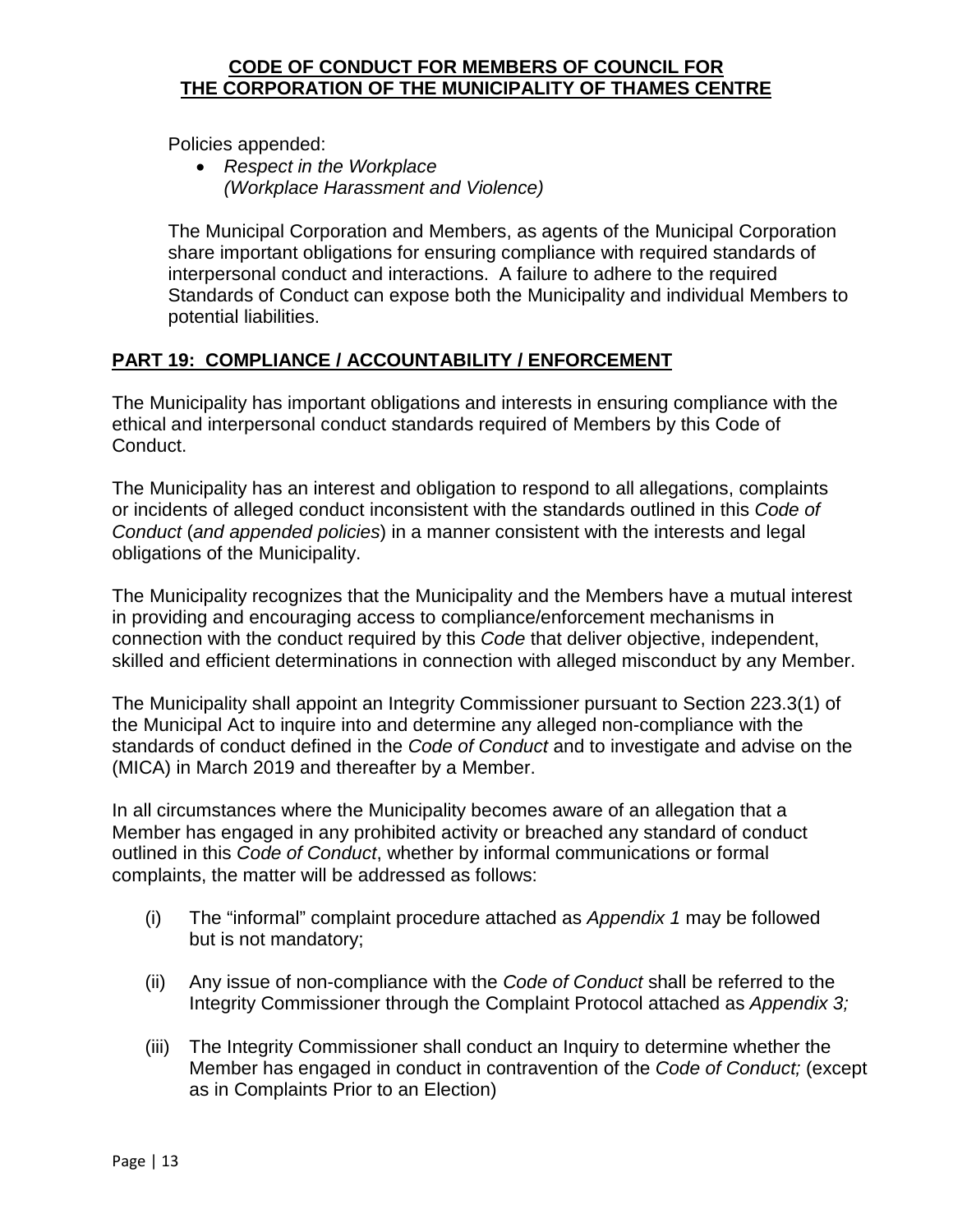**CODE OF CONDUCT FOR MEMBERS OF COUNCIL FOR THE CORPORATION OF THE MUNICIPALITY OF THAMES CENTRE**

Policies appended:

- *Respect in the Workplace (Workplace Harassment and Violence)*

The Municipal Corporation and Members, as agents of the Municipal Corporation share important obligations for ensuring compliance with required standards of interpersonal conduct and interactions. A failure to adhere to the required Standards of Conduct can expose both the Municipality and individual Members to potential liabilities.

## PART 19: COMPLIANCE / ACCOUNTABILITY / ENFORCEMENT

The Municipality has important obligations and interests in ensuring compliance with the ethical and interpersonal conduct standards required of Members by this Code of Conduct.

The Municipality has an interest and obligation to respond to all allegations, complaints or incidents of alleged conduct inconsistent with the standards outlined in this *Code of Conduct* (*and appended policies*) in a manner consistent with the interests and legal obligations of the Municipality.

The Municipality recognizes that the Municipality and the Members have a mutual interest in providing and encouraging access to compliance/enforcement mechanisms in connection with the conduct required by this *Code* that deliver objective, independent, skilled and efficient determinations in connection with alleged misconduct by any Member.

The Municipality shall appoint an Integrity Commissioner pursuant to Section 223.3(1) of the Municipal Act to inquire into and determine any alleged non-compliance with the standards of conduct defined in the *Code of Conduct* and to investigate and advise on the (MICA) in March 2019 and thereafter by a Member.

In all circumstances where the Municipality becomes aware of an allegation that a Member has engaged in any prohibited activity or breached any standard of conduct outlined in this *Code of Conduct*, whether by informal communications or formal complaints, the matter will be addressed as follows:

(i) The "informal" complaint procedure attached as *Appendix 1* may be followed but is not mandatory;

(ii) Any issue of non-compliance with the *Code of Conduct* shall be referred to the Integrity Commissioner through the Complaint Protocol attached as *Appendix 3;*

(iii) The Integrity Commissioner shall conduct an Inquiry to determine whether the Member has engaged in conduct in contravention of the *Code of Conduct;* (except as in Complaints Prior to an Election)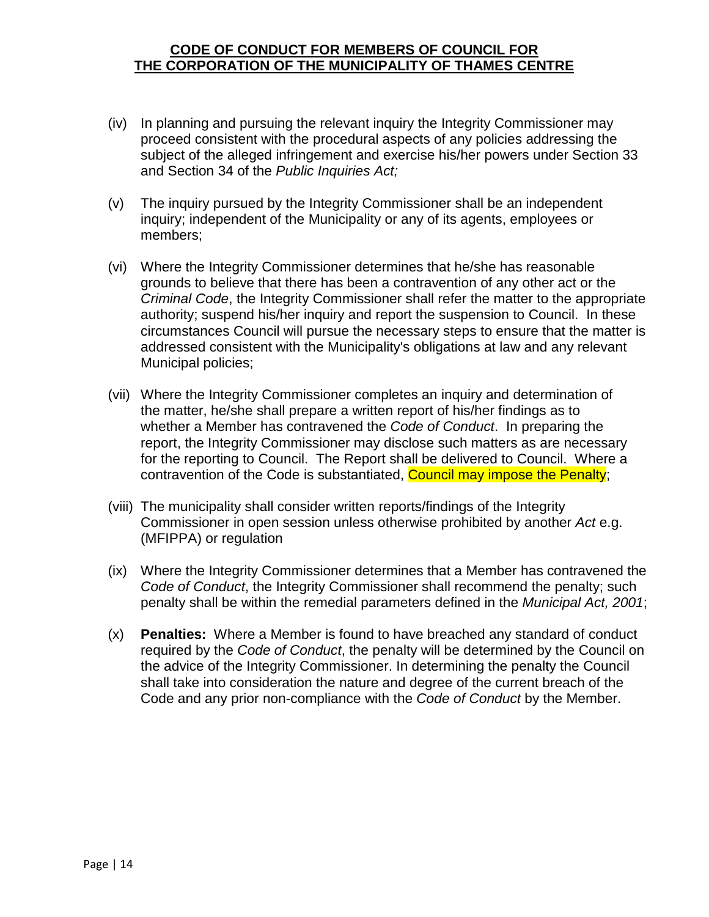(iv) In planning and pursuing the relevant inquiry the Integrity Commissioner may proceed consistent with the procedural aspects of any policies addressing the subject of the alleged infringement and exercise his/her powers under Section 33 and Section 34 of the *Public Inquiries Act;*

(v) The inquiry pursued by the Integrity Commissioner shall be an independent inquiry; independent of the Municipality or any of its agents, employees or members;

(vi) Where the Integrity Commissioner determines that he/she has reasonable grounds to believe that there has been a contravention of any other act or the *Criminal Code*, the Integrity Commissioner shall refer the matter to the appropriate authority; suspend his/her inquiry and report the suspension to Council. In these circumstances Council will pursue the necessary steps to ensure that the matter is addressed consistent with the Municipality's obligations at law and any relevant Municipal policies;

(vii) Where the Integrity Commissioner completes an inquiry and determination of the matter, he/she shall prepare a written report of his/her findings as to whether a Member has contravened the *Code of Conduct*. In preparing the report, the Integrity Commissioner may disclose such matters as are necessary for the reporting to Council. The Report shall be delivered to Council. Where a contravention of the Code is substantiated, Council may impose the Penalty;

(viii) The municipality shall consider written reports/findings of the Integrity Commissioner in open session unless otherwise prohibited by another *Act* e.g. (MFIPPA) or regulation

(ix) Where the Integrity Commissioner determines that a Member has contravened the *Code of Conduct*, the Integrity Commissioner shall recommend the penalty; such penalty shall be within the remedial parameters defined in the *Municipal Act, 2001*;

(x) **Penalties:** Where a Member is found to have breached any standard of conduct required by the *Code of Conduct*, the penalty will be determined by the Council on the advice of the Integrity Commissioner. In determining the penalty the Council shall take into consideration the nature and degree of the current breach of the Code and any prior non-compliance with the *Code of Conduct* by the Member.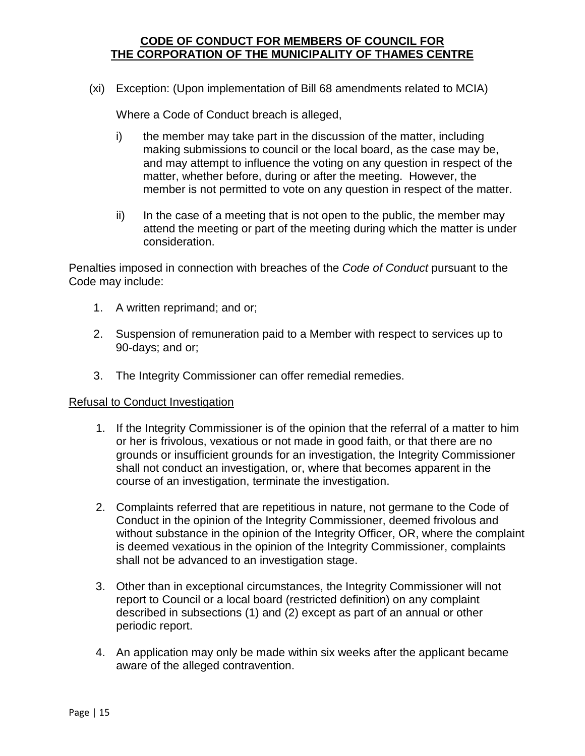(xi) Exception: (Upon implementation of Bill 68 amendments related to MCIA)

Where a Code of Conduct breach is alleged,

i) the member may take part in the discussion of the matter, including making submissions to council or the local board, as the case may be, and may attempt to influence the voting on any question in respect of the matter, whether before, during or after the meeting. However, the member is not permitted to vote on any question in respect of the matter.

ii) In the case of a meeting that is not open to the public, the member may attend the meeting or part of the meeting during which the matter is under consideration.

Penalties imposed in connection with breaches of the *Code of Conduct* pursuant to the Code may include:

1. A written reprimand; and or;
2. Suspension of remuneration paid to a Member with respect to services up to 90-days; and or;
3. The Integrity Commissioner can offer remedial remedies.

Refusal to Conduct Investigation

1. If the Integrity Commissioner is of the opinion that the referral of a matter to him or her is frivolous, vexatious or not made in good faith, or that there are no grounds or insufficient grounds for an investigation, the Integrity Commissioner shall not conduct an investigation, or, where that becomes apparent in the course of an investigation, terminate the investigation.
2. Complaints referred that are repetitious in nature, not germane to the Code of Conduct in the opinion of the Integrity Commissioner, deemed frivolous and without substance in the opinion of the Integrity Officer, OR, where the complaint is deemed vexatious in the opinion of the Integrity Commissioner, complaints shall not be advanced to an investigation stage.
3. Other than in exceptional circumstances, the Integrity Commissioner will not report to Council or a local board (restricted definition) on any complaint described in subsections (1) and (2) except as part of an annual or other periodic report.
4. An application may only be made within six weeks after the applicant became aware of the alleged contravention.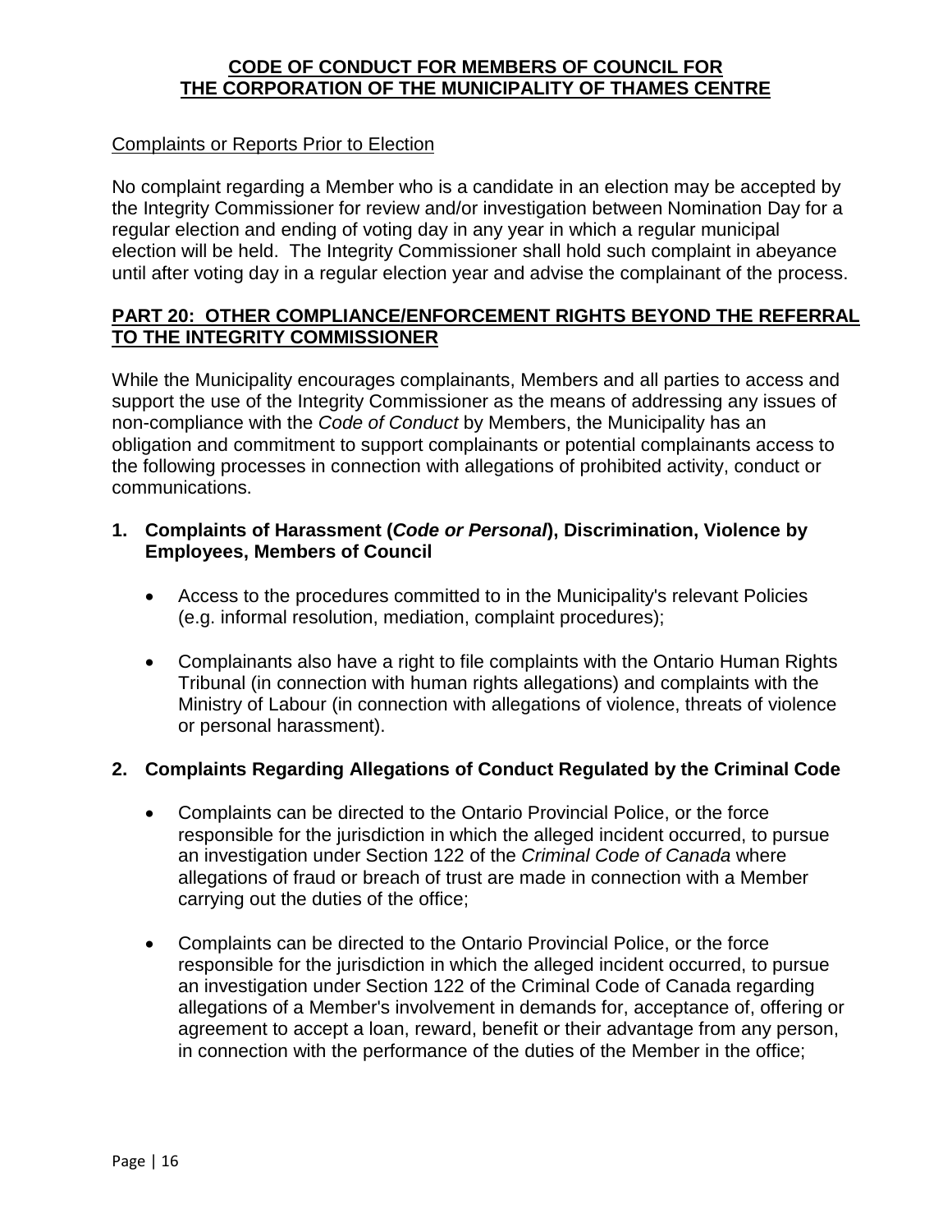Complaints or Reports Prior to Election

No complaint regarding a Member who is a candidate in an election may be accepted by the Integrity Commissioner for review and/or investigation between Nomination Day for a regular election and ending of voting day in any year in which a regular municipal election will be held. The Integrity Commissioner shall hold such complaint in abeyance until after voting day in a regular election year and advise the complainant of the process.

## PART 20: OTHER COMPLIANCE/ENFORCEMENT RIGHTS BEYOND THE REFERRAL TO THE INTEGRITY COMMISSIONER

While the Municipality encourages complainants, Members and all parties to access and support the use of the Integrity Commissioner as the means of addressing any issues of non-compliance with the *Code of Conduct* by Members, the Municipality has an obligation and commitment to support complainants or potential complainants access to the following processes in connection with allegations of prohibited activity, conduct or communications.

### 1. Complaints of Harassment (*Code or Personal*), Discrimination, Violence by Employees, Members of Council

- Access to the procedures committed to in the Municipality's relevant Policies (e.g. informal resolution, mediation, complaint procedures);
- Complainants also have a right to file complaints with the Ontario Human Rights Tribunal (in connection with human rights allegations) and complaints with the Ministry of Labour (in connection with allegations of violence, threats of violence or personal harassment).

### 2. Complaints Regarding Allegations of Conduct Regulated by the Criminal Code

- Complaints can be directed to the Ontario Provincial Police, or the force responsible for the jurisdiction in which the alleged incident occurred, to pursue an investigation under Section 122 of the *Criminal Code of Canada* where allegations of fraud or breach of trust are made in connection with a Member carrying out the duties of the office;
- Complaints can be directed to the Ontario Provincial Police, or the force responsible for the jurisdiction in which the alleged incident occurred, to pursue an investigation under Section 122 of the Criminal Code of Canada regarding allegations of a Member's involvement in demands for, acceptance of, offering or agreement to accept a loan, reward, benefit or their advantage from any person, in connection with the performance of the duties of the Member in the office;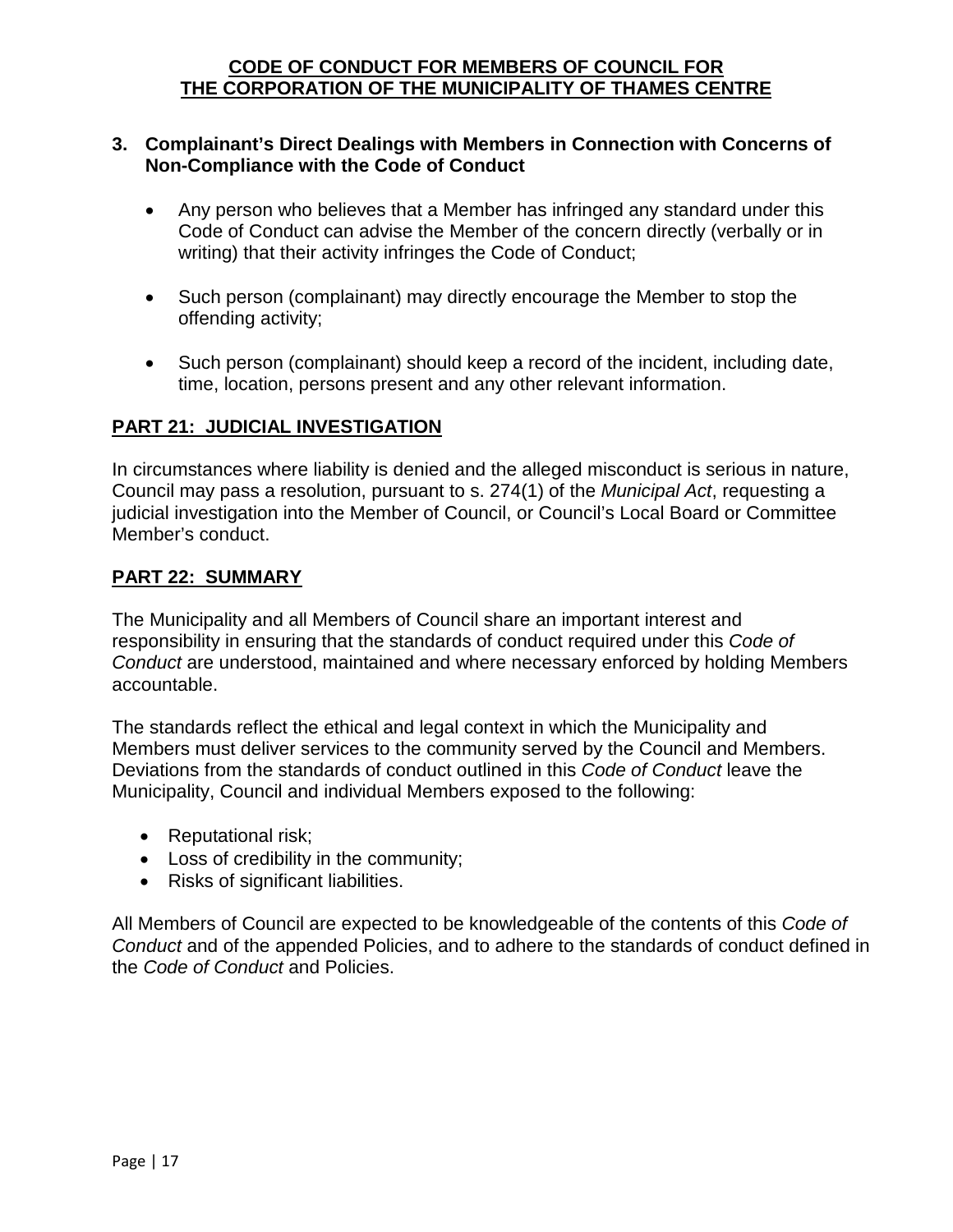### 3. Complainant's Direct Dealings with Members in Connection with Concerns of Non-Compliance with the Code of Conduct

- Any person who believes that a Member has infringed any standard under this Code of Conduct can advise the Member of the concern directly (verbally or in writing) that their activity infringes the Code of Conduct;
- Such person (complainant) may directly encourage the Member to stop the offending activity;
- Such person (complainant) should keep a record of the incident, including date, time, location, persons present and any other relevant information.

## PART 21: JUDICIAL INVESTIGATION

In circumstances where liability is denied and the alleged misconduct is serious in nature, Council may pass a resolution, pursuant to s. 274(1) of the *Municipal Act*, requesting a judicial investigation into the Member of Council, or Council's Local Board or Committee Member's conduct.

## PART 22: SUMMARY

The Municipality and all Members of Council share an important interest and responsibility in ensuring that the standards of conduct required under this *Code of Conduct* are understood, maintained and where necessary enforced by holding Members accountable.

The standards reflect the ethical and legal context in which the Municipality and Members must deliver services to the community served by the Council and Members. Deviations from the standards of conduct outlined in this *Code of Conduct* leave the Municipality, Council and individual Members exposed to the following:

- Reputational risk;
- Loss of credibility in the community;
- Risks of significant liabilities.

All Members of Council are expected to be knowledgeable of the contents of this *Code of Conduct* and of the appended Policies, and to adhere to the standards of conduct defined in the *Code of Conduct* and Policies.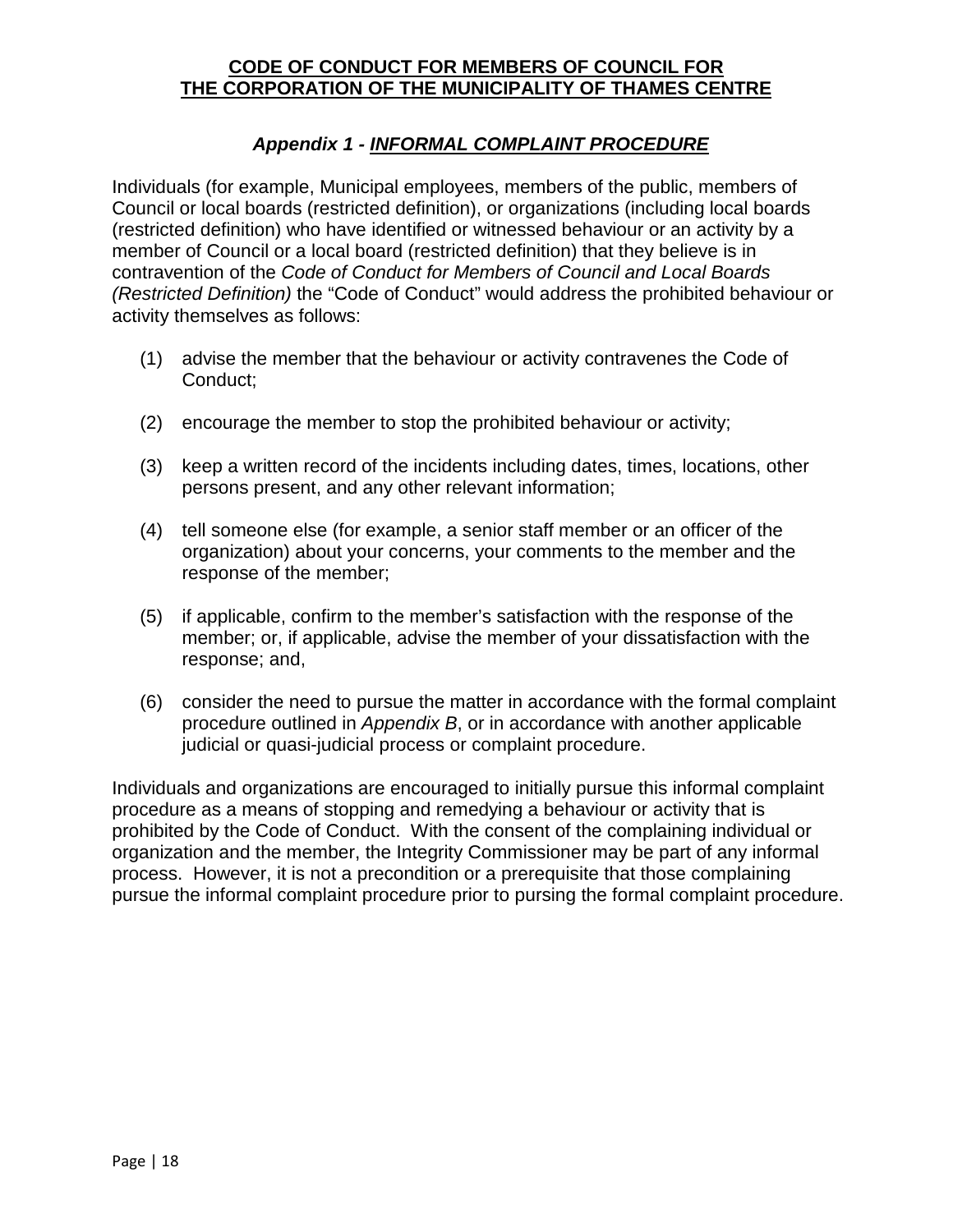**CODE OF CONDUCT FOR MEMBERS OF COUNCIL FOR THE CORPORATION OF THE MUNICIPALITY OF THAMES CENTRE**

## *Appendix 1 - INFORMAL COMPLAINT PROCEDURE*

Individuals (for example, Municipal employees, members of the public, members of Council or local boards (restricted definition), or organizations (including local boards (restricted definition) who have identified or witnessed behaviour or an activity by a member of Council or a local board (restricted definition) that they believe is in contravention of the *Code of Conduct for Members of Council and Local Boards (Restricted Definition)* the "Code of Conduct" would address the prohibited behaviour or activity themselves as follows:

(1) advise the member that the behaviour or activity contravenes the Code of Conduct;

(2) encourage the member to stop the prohibited behaviour or activity;

(3) keep a written record of the incidents including dates, times, locations, other persons present, and any other relevant information;

(4) tell someone else (for example, a senior staff member or an officer of the organization) about your concerns, your comments to the member and the response of the member;

(5) if applicable, confirm to the member's satisfaction with the response of the member; or, if applicable, advise the member of your dissatisfaction with the response; and,

(6) consider the need to pursue the matter in accordance with the formal complaint procedure outlined in *Appendix B*, or in accordance with another applicable judicial or quasi-judicial process or complaint procedure.

Individuals and organizations are encouraged to initially pursue this informal complaint procedure as a means of stopping and remedying a behaviour or activity that is prohibited by the Code of Conduct. With the consent of the complaining individual or organization and the member, the Integrity Commissioner may be part of any informal process. However, it is not a precondition or a prerequisite that those complaining pursue the informal complaint procedure prior to pursing the formal complaint procedure.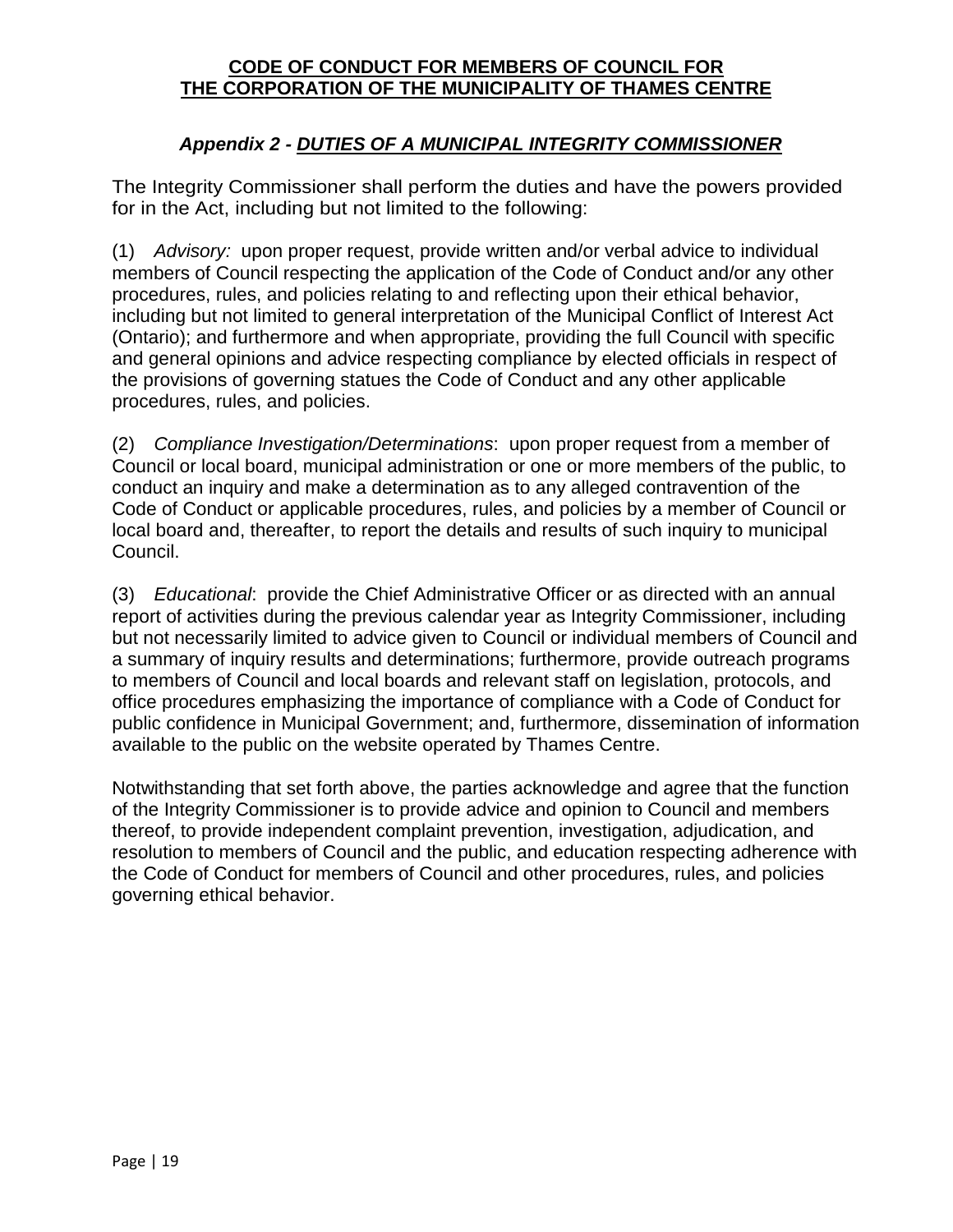**CODE OF CONDUCT FOR MEMBERS OF COUNCIL FOR THE CORPORATION OF THE MUNICIPALITY OF THAMES CENTRE**

## *Appendix 2 - DUTIES OF A MUNICIPAL INTEGRITY COMMISSIONER*

The Integrity Commissioner shall perform the duties and have the powers provided for in the Act, including but not limited to the following:

(1) *Advisory:* upon proper request, provide written and/or verbal advice to individual members of Council respecting the application of the Code of Conduct and/or any other procedures, rules, and policies relating to and reflecting upon their ethical behavior, including but not limited to general interpretation of the Municipal Conflict of Interest Act (Ontario); and furthermore and when appropriate, providing the full Council with specific and general opinions and advice respecting compliance by elected officials in respect of the provisions of governing statues the Code of Conduct and any other applicable procedures, rules, and policies.

(2) *Compliance Investigation/Determinations*: upon proper request from a member of Council or local board, municipal administration or one or more members of the public, to conduct an inquiry and make a determination as to any alleged contravention of the Code of Conduct or applicable procedures, rules, and policies by a member of Council or local board and, thereafter, to report the details and results of such inquiry to municipal Council.

(3) *Educational*: provide the Chief Administrative Officer or as directed with an annual report of activities during the previous calendar year as Integrity Commissioner, including but not necessarily limited to advice given to Council or individual members of Council and a summary of inquiry results and determinations; furthermore, provide outreach programs to members of Council and local boards and relevant staff on legislation, protocols, and office procedures emphasizing the importance of compliance with a Code of Conduct for public confidence in Municipal Government; and, furthermore, dissemination of information available to the public on the website operated by Thames Centre.

Notwithstanding that set forth above, the parties acknowledge and agree that the function of the Integrity Commissioner is to provide advice and opinion to Council and members thereof, to provide independent complaint prevention, investigation, adjudication, and resolution to members of Council and the public, and education respecting adherence with the Code of Conduct for members of Council and other procedures, rules, and policies governing ethical behavior.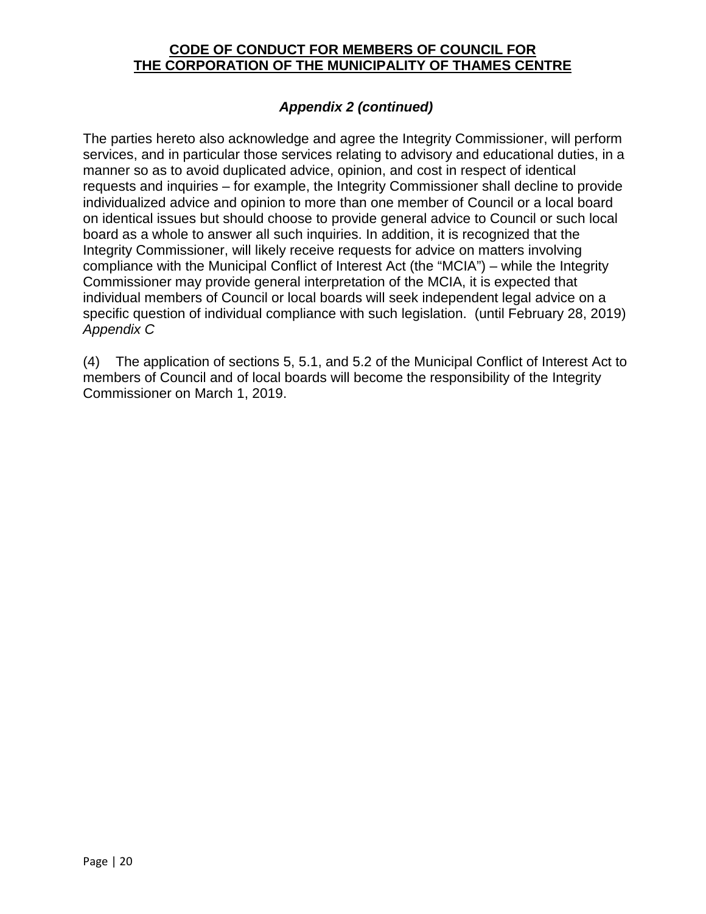### Appendix 2 (continued)

The parties hereto also acknowledge and agree the Integrity Commissioner, will perform services, and in particular those services relating to advisory and educational duties, in a manner so as to avoid duplicated advice, opinion, and cost in respect of identical requests and inquiries – for example, the Integrity Commissioner shall decline to provide individualized advice and opinion to more than one member of Council or a local board on identical issues but should choose to provide general advice to Council or such local board as a whole to answer all such inquiries. In addition, it is recognized that the Integrity Commissioner, will likely receive requests for advice on matters involving compliance with the Municipal Conflict of Interest Act (the "MCIA") – while the Integrity Commissioner may provide general interpretation of the MCIA, it is expected that individual members of Council or local boards will seek independent legal advice on a specific question of individual compliance with such legislation. (until February 28, 2019) *Appendix C*

(4) The application of sections 5, 5.1, and 5.2 of the Municipal Conflict of Interest Act to members of Council and of local boards will become the responsibility of the Integrity Commissioner on March 1, 2019.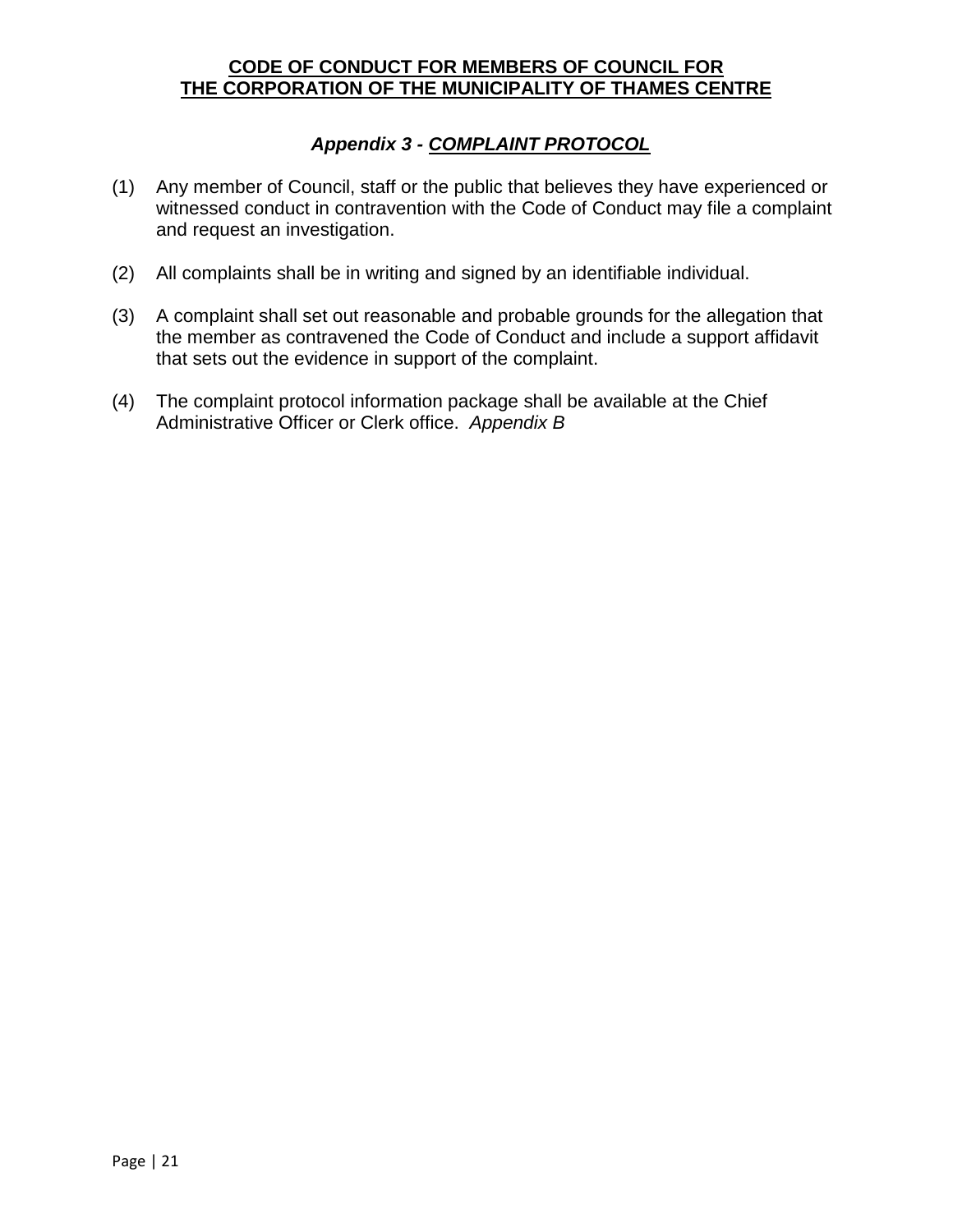**CODE OF CONDUCT FOR MEMBERS OF COUNCIL FOR THE CORPORATION OF THE MUNICIPALITY OF THAMES CENTRE**

## *Appendix 3 - COMPLAINT PROTOCOL*

(1) Any member of Council, staff or the public that believes they have experienced or witnessed conduct in contravention with the Code of Conduct may file a complaint and request an investigation.

(2) All complaints shall be in writing and signed by an identifiable individual.

(3) A complaint shall set out reasonable and probable grounds for the allegation that the member as contravened the Code of Conduct and include a support affidavit that sets out the evidence in support of the complaint.

(4) The complaint protocol information package shall be available at the Chief Administrative Officer or Clerk office. *Appendix B*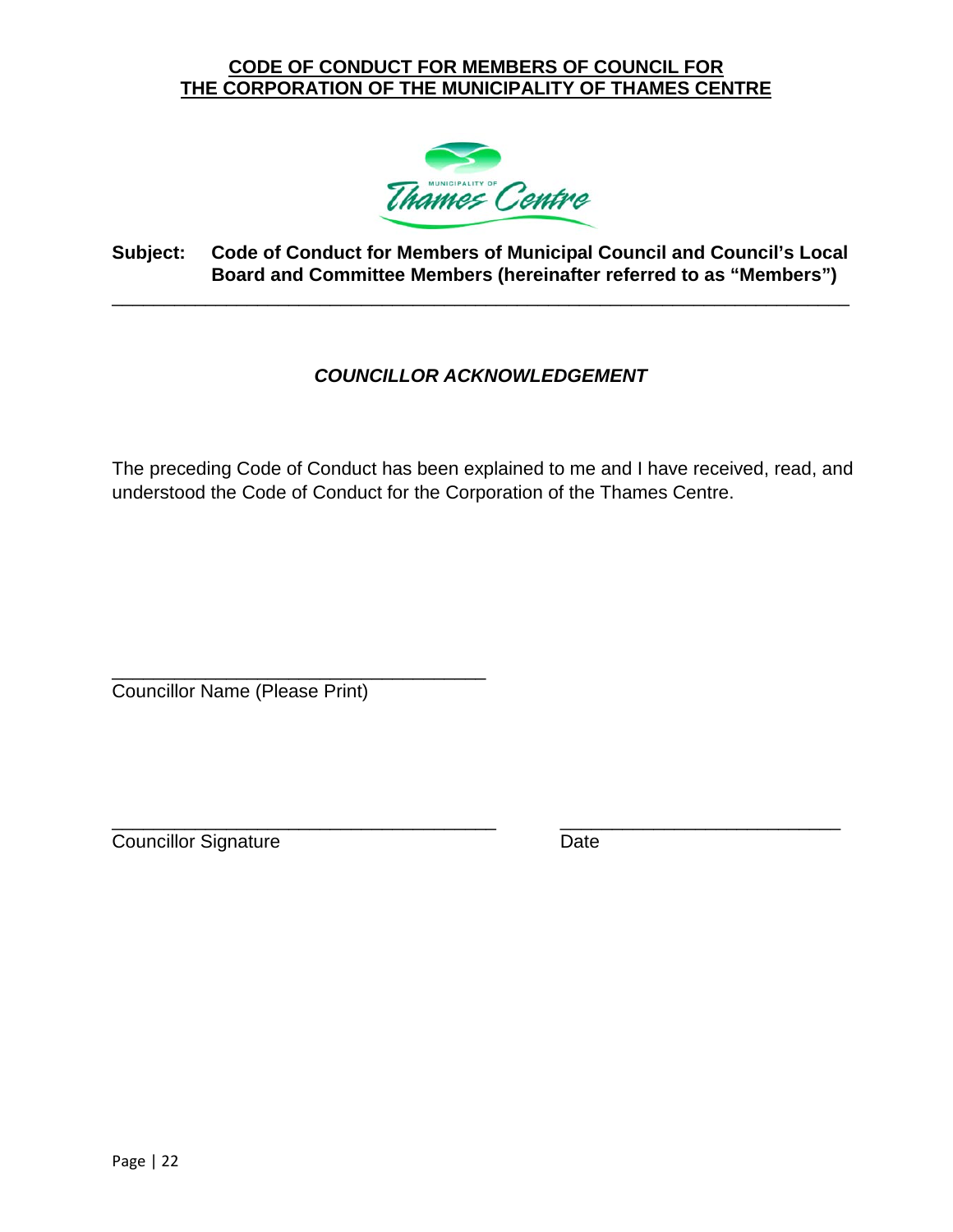**CODE OF CONDUCT FOR MEMBERS OF COUNCIL FOR THE CORPORATION OF THE MUNICIPALITY OF THAMES CENTRE**

**Subject: Code of Conduct for Members of Municipal Council and Council's Local Board and Committee Members (hereinafter referred to as "Members")**

---

***COUNCILLOR ACKNOWLEDGEMENT***

The preceding Code of Conduct has been explained to me and I have received, read, and understood the Code of Conduct for the Corporation of the Thames Centre.

______________________________________
Councillor Name (Please Print)

______________________________________ ____________________________
Councillor Signature Date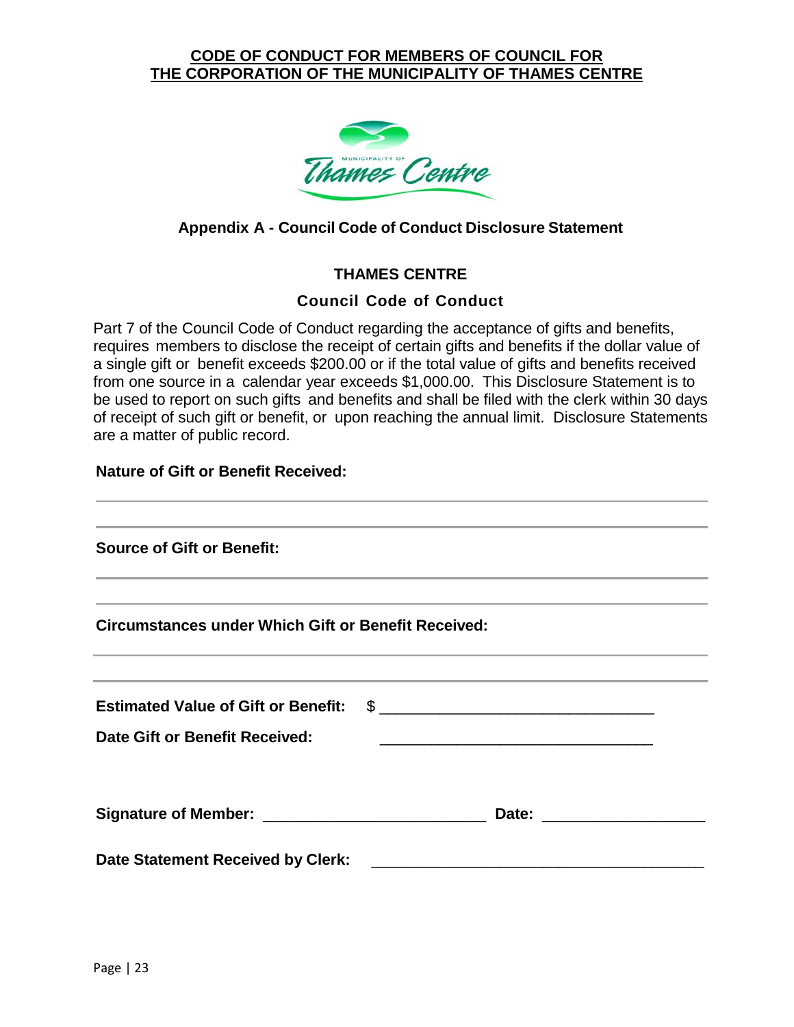**CODE OF CONDUCT FOR MEMBERS OF COUNCIL FOR THE CORPORATION OF THE MUNICIPALITY OF THAMES CENTRE**

## Appendix A - Council Code of Conduct Disclosure Statement

### THAMES CENTRE

### Council Code of Conduct

Part 7 of the Council Code of Conduct regarding the acceptance of gifts and benefits, requires members to disclose the receipt of certain gifts and benefits if the dollar value of a single gift or benefit exceeds $200.00 or if the total value of gifts and benefits received from one source in a calendar year exceeds $1,000.00. This Disclosure Statement is to be used to report on such gifts and benefits and shall be filed with the clerk within 30 days of receipt of such gift or benefit, or upon reaching the annual limit. Disclosure Statements are a matter of public record.

**Nature of Gift or Benefit Received:**

______________________________________________________________

______________________________________________________________

**Source of Gift or Benefit:**

______________________________________________________________

______________________________________________________________

**Circumstances under Which Gift or Benefit Received:**

______________________________________________________________

______________________________________________________________

**Estimated Value of Gift or Benefit:** $ ______________________________

**Date Gift or Benefit Received:** ______________________________

**Signature of Member:** ________________________ **Date:** __________________

**Date Statement Received by Clerk:** ____________________________________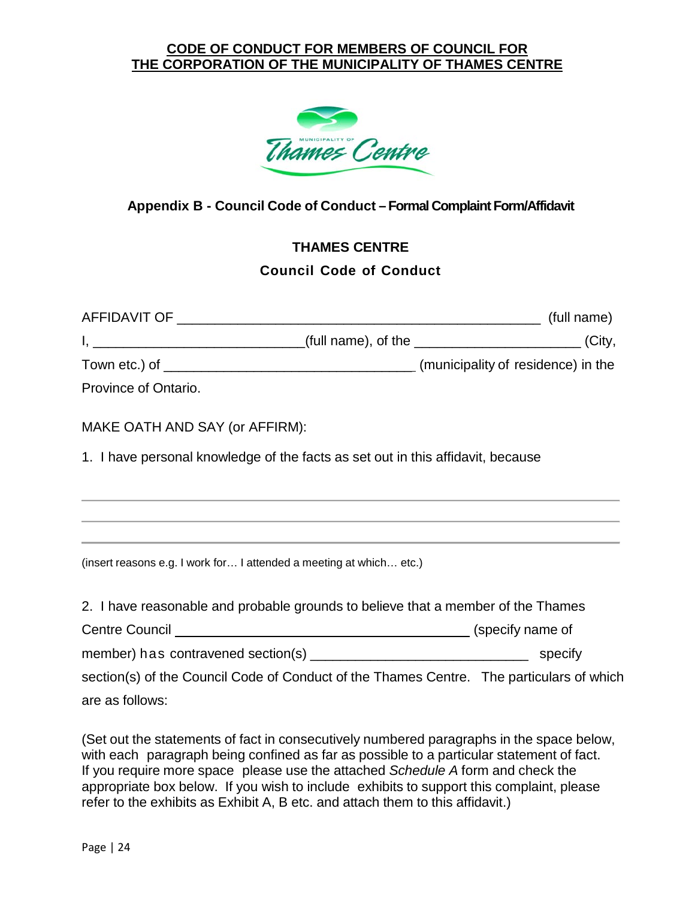**CODE OF CONDUCT FOR MEMBERS OF COUNCIL FOR THE CORPORATION OF THE MUNICIPALITY OF THAMES CENTRE**

## Appendix B - Council Code of Conduct – Formal Complaint Form/Affidavit

### THAMES CENTRE

### Council Code of Conduct

AFFIDAVIT OF ______________________________________________ (full name)

I, ___________________________(full name), of the _____________________ (City, Town etc.) of _________________________________ (municipality of residence) in the Province of Ontario.

MAKE OATH AND SAY (or AFFIRM):

1. I have personal knowledge of the facts as set out in this affidavit, because

______________________________________________________________________

______________________________________________________________________

______________________________________________________________________

(insert reasons e.g. I work for… I attended a meeting at which… etc.)

2. I have reasonable and probable grounds to believe that a member of the Thames Centre Council ______________________________________ (specify name of member) has contravened section(s) ____________________________ specify section(s) of the Council Code of Conduct of the Thames Centre. The particulars of which are as follows:

(Set out the statements of fact in consecutively numbered paragraphs in the space below, with each paragraph being confined as far as possible to a particular statement of fact. If you require more space please use the attached *Schedule A* form and check the appropriate box below. If you wish to include exhibits to support this complaint, please refer to the exhibits as Exhibit A, B etc. and attach them to this affidavit.)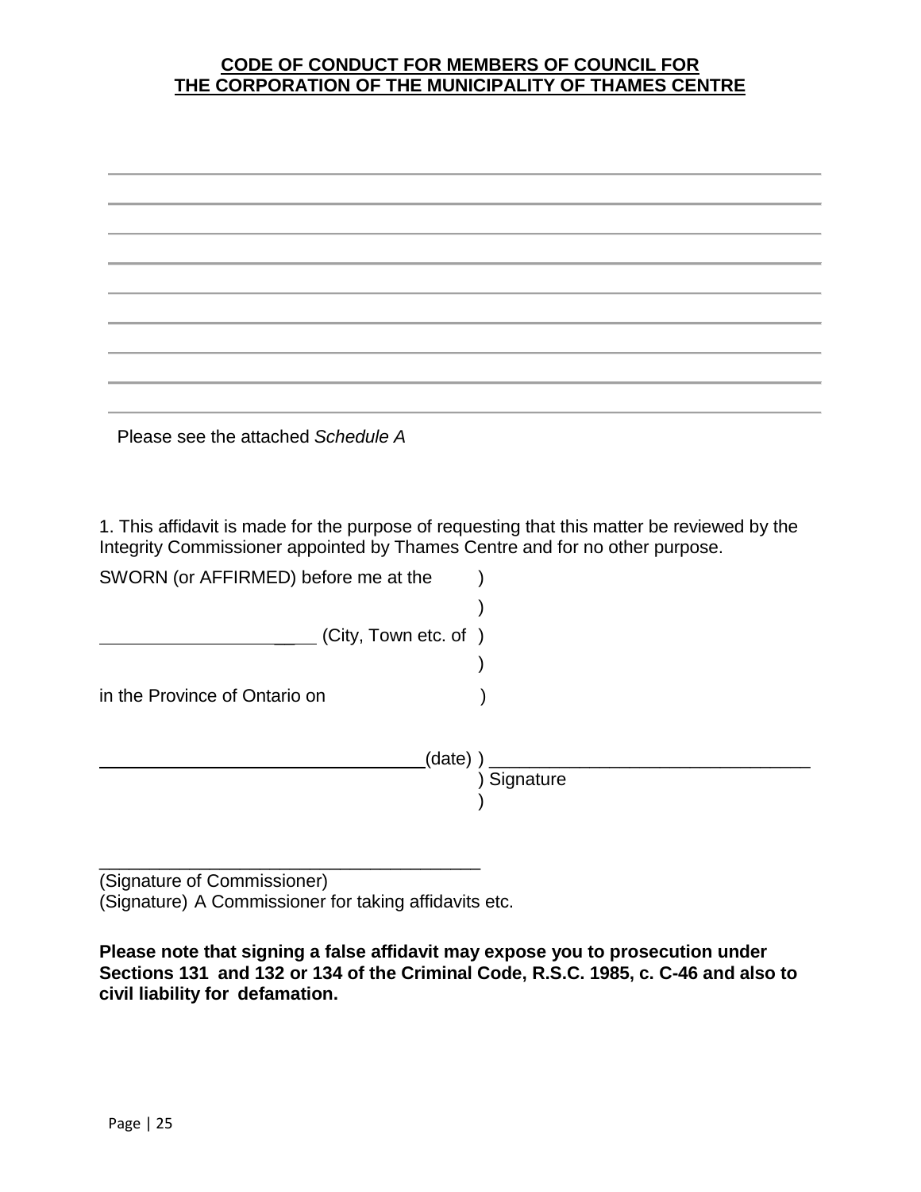**CODE OF CONDUCT FOR MEMBERS OF COUNCIL FOR**
**THE CORPORATION OF THE MUNICIPALITY OF THAMES CENTRE**

______________________________________________________________________

______________________________________________________________________

______________________________________________________________________

______________________________________________________________________

______________________________________________________________________

______________________________________________________________________

______________________________________________________________________

______________________________________________________________________

______________________________________________________________________

Please see the attached *Schedule A*

1. This affidavit is made for the purpose of requesting that this matter be reviewed by the Integrity Commissioner appointed by Thames Centre and for no other purpose.

SWORN (or AFFIRMED) before me at the )
)
_____________________ (City, Town etc. of )
)
in the Province of Ontario on )

_________________________________(date) ) _________________________________
) Signature
)

_______________________________________
(Signature of Commissioner)
(Signature) A Commissioner for taking affidavits etc.

**Please note that signing a false affidavit may expose you to prosecution under Sections 131 and 132 or 134 of the Criminal Code, R.S.C. 1985, c. C-46 and also to civil liability for defamation.**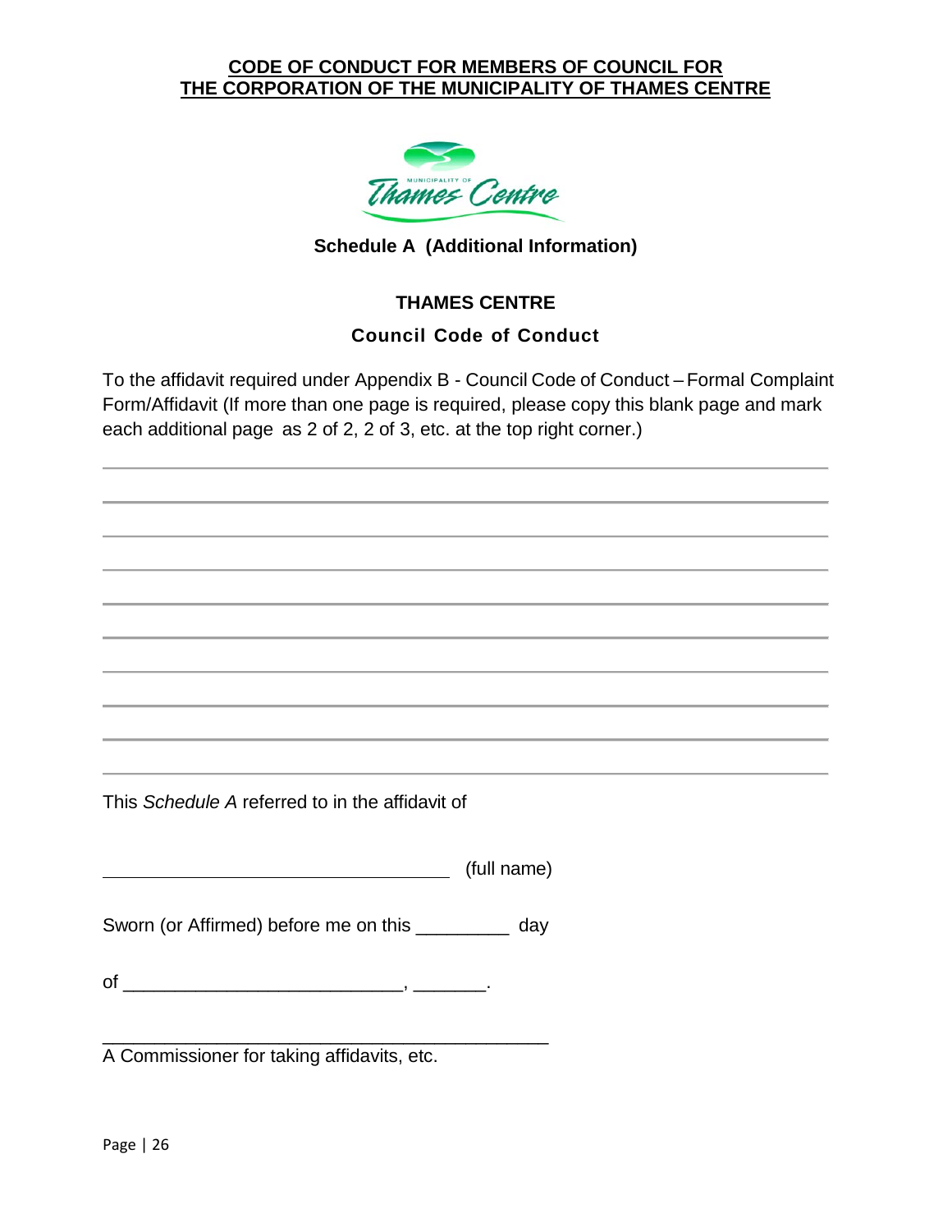**CODE OF CONDUCT FOR MEMBERS OF COUNCIL FOR THE CORPORATION OF THE MUNICIPALITY OF THAMES CENTRE**

**Schedule A (Additional Information)**

**THAMES CENTRE**

**Council Code of Conduct**

To the affidavit required under Appendix B - Council Code of Conduct – Formal Complaint Form/Affidavit (If more than one page is required, please copy this blank page and mark each additional page as 2 of 2, 2 of 3, etc. at the top right corner.)

___________________________________________________________________________

___________________________________________________________________________

___________________________________________________________________________

___________________________________________________________________________

___________________________________________________________________________

___________________________________________________________________________

___________________________________________________________________________

___________________________________________________________________________

___________________________________________________________________________

___________________________________________________________________________

This *Schedule A* referred to in the affidavit of

__________________________________ (full name)

Sworn (or Affirmed) before me on this _________ day

of __________________________, _______.

_____________________________________________
A Commissioner for taking affidavits, etc.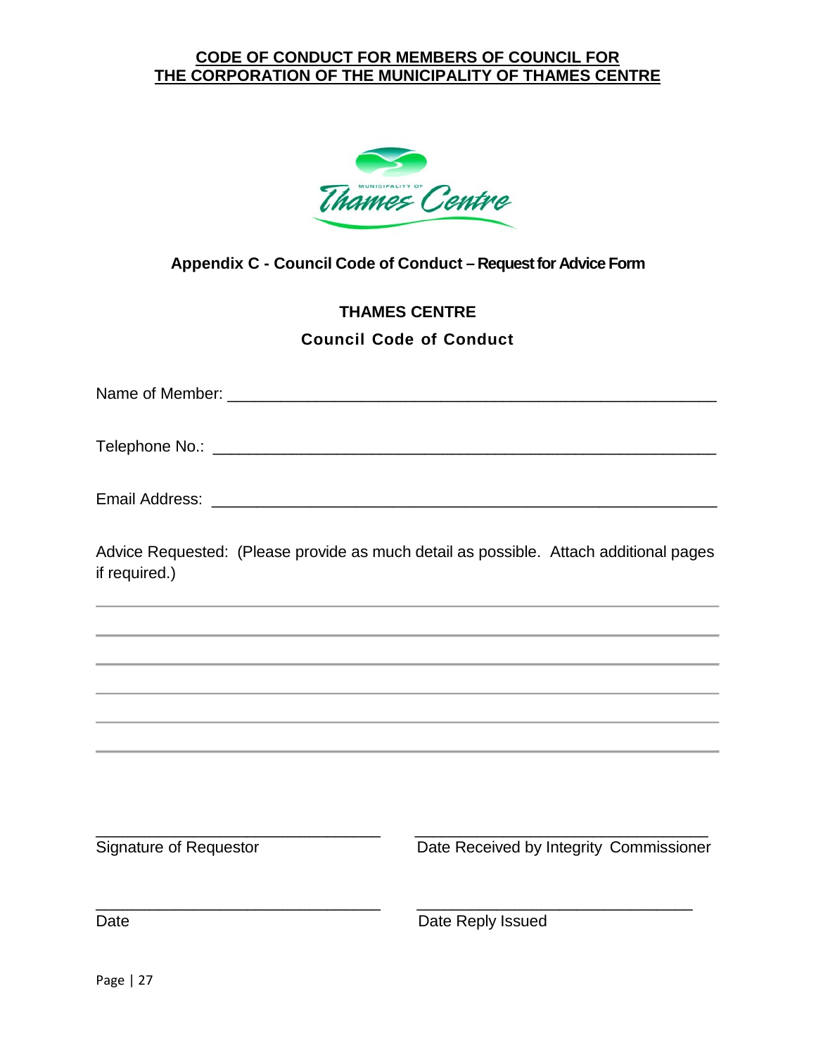**CODE OF CONDUCT FOR MEMBERS OF COUNCIL FOR**
**THE CORPORATION OF THE MUNICIPALITY OF THAMES CENTRE**

## Appendix C - Council Code of Conduct – Request for Advice Form

**THAMES CENTRE**

**Council Code of Conduct**

Name of Member: ___________________________________________________

Telephone No.: ____________________________________________________

Email Address: ____________________________________________________

Advice Requested: (Please provide as much detail as possible. Attach additional pages if required.)

______________________________________________________________________

______________________________________________________________________

______________________________________________________________________

______________________________________________________________________

______________________________________________________________________

______________________________________________________________________

| | |
|---|---|
| ______________________________ | ______________________________ |
| Signature of Requestor | Date Received by Integrity Commissioner |
| ______________________________ | ______________________________ |
| Date | Date Reply Issued |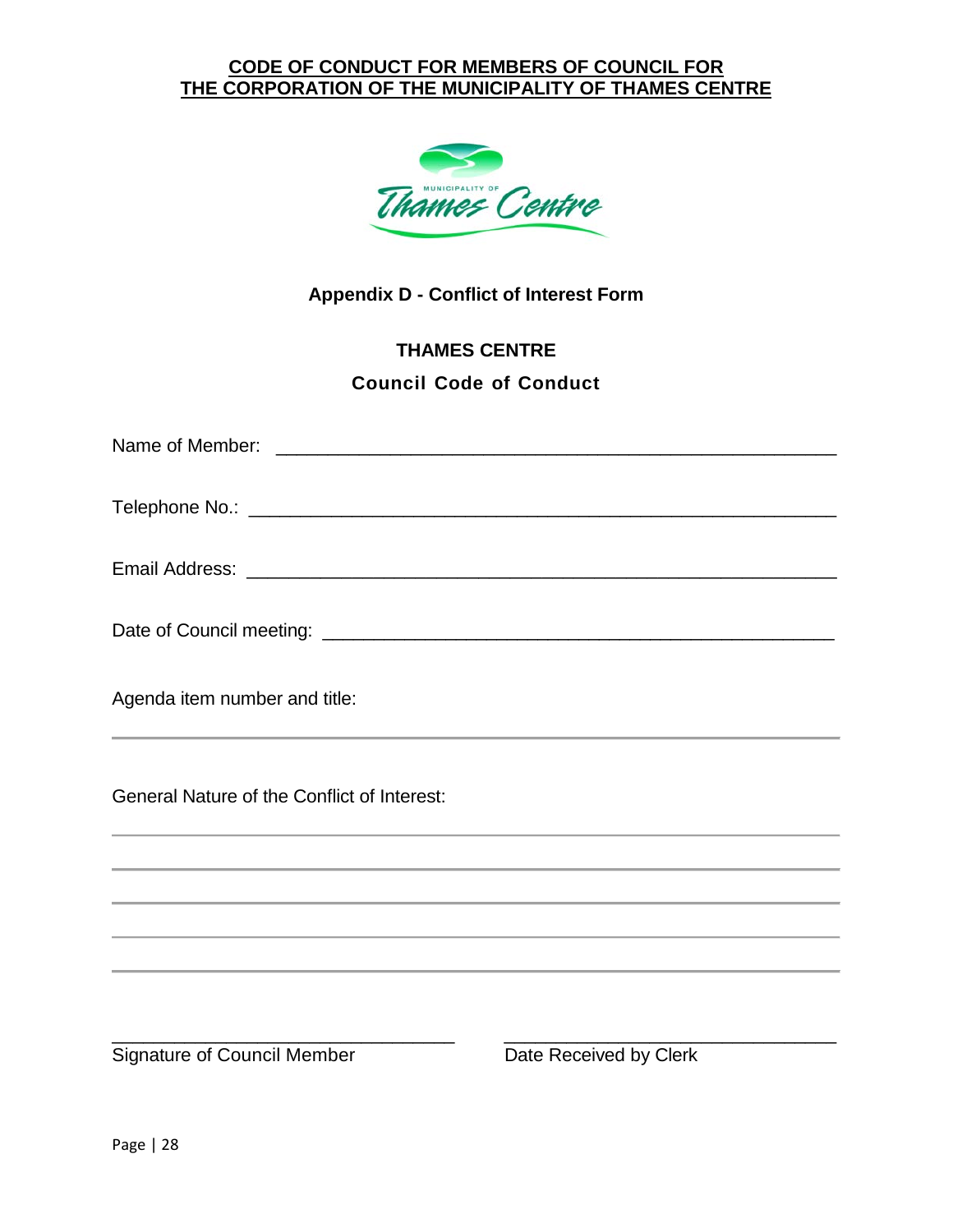**CODE OF CONDUCT FOR MEMBERS OF COUNCIL FOR THE CORPORATION OF THE MUNICIPALITY OF THAMES CENTRE**

## Appendix D - Conflict of Interest Form

**THAMES CENTRE**

**Council Code of Conduct**

Name of Member: ____________________________________________________

Telephone No.: ____________________________________________________

Email Address: ____________________________________________________

Date of Council meeting: ____________________________________________

Agenda item number and title:

____________________________________________________________________

General Nature of the Conflict of Interest:

____________________________________________________________________

____________________________________________________________________

____________________________________________________________________

____________________________________________________________________

____________________________________________________________________

_________________________________ _________________________________

Signature of Council Member Date Received by Clerk